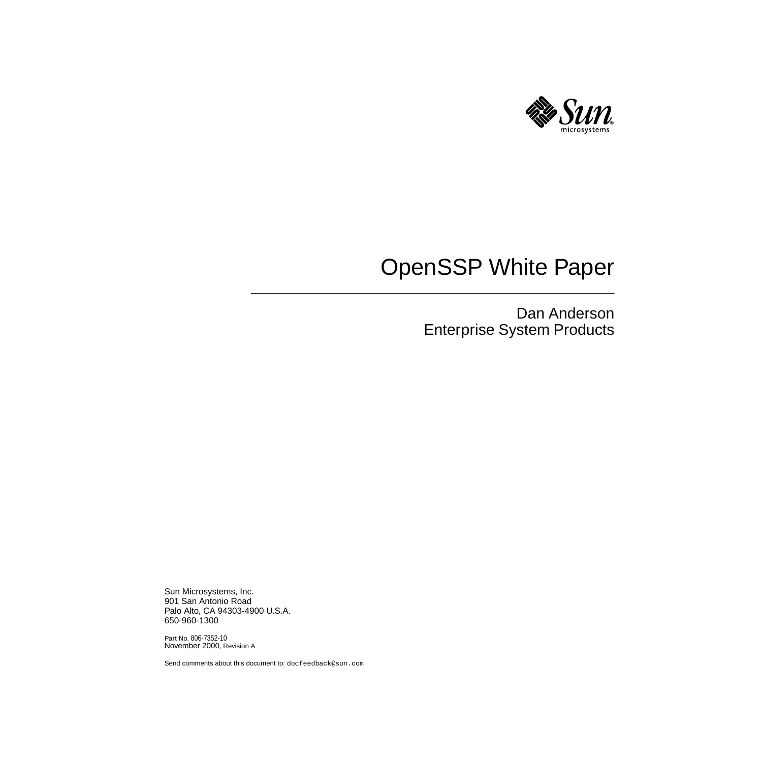# OpenSSP White Paper

Dan Anderson
Enterprise System Products

Sun Microsystems, Inc.
901 San Antonio Road
Palo Alto, CA 94303-4900 U.S.A.
650-960-1300

Part No. 806-7352-10
November 2000, Revision A

Send comments about this document to: docfeedback@sun.com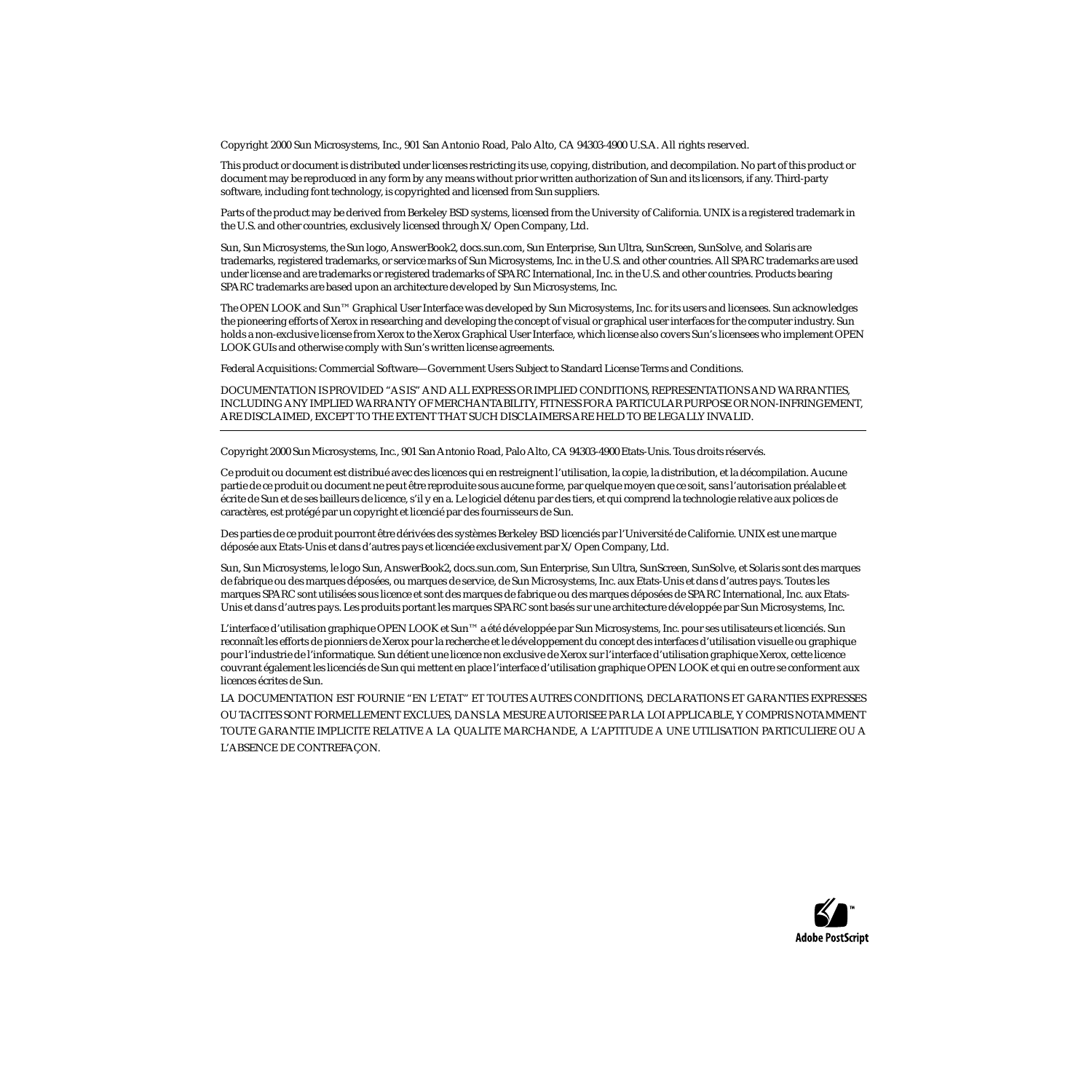Copyright 2000 Sun Microsystems, Inc., 901 San Antonio Road, Palo Alto, CA 94303-4900 U.S.A. All rights reserved.

This product or document is distributed under licenses restricting its use, copying, distribution, and decompilation. No part of this product or document may be reproduced in any form by any means without prior written authorization of Sun and its licensors, if any. Third-party software, including font technology, is copyrighted and licensed from Sun suppliers.

Parts of the product may be derived from Berkeley BSD systems, licensed from the University of California. UNIX is a registered trademark in the U.S. and other countries, exclusively licensed through X/Open Company, Ltd.

Sun, Sun Microsystems, the Sun logo, AnswerBook2, docs.sun.com, Sun Enterprise, Sun Ultra, SunScreen, SunSolve, and Solaris are trademarks, registered trademarks, or service marks of Sun Microsystems, Inc. in the U.S. and other countries. All SPARC trademarks are used under license and are trademarks or registered trademarks of SPARC International, Inc. in the U.S. and other countries. Products bearing SPARC trademarks are based upon an architecture developed by Sun Microsystems, Inc.

The OPEN LOOK and Sun™ Graphical User Interface was developed by Sun Microsystems, Inc. for its users and licensees. Sun acknowledges the pioneering efforts of Xerox in researching and developing the concept of visual or graphical user interfaces for the computer industry. Sun holds a non-exclusive license from Xerox to the Xerox Graphical User Interface, which license also covers Sun's licensees who implement OPEN LOOK GUIs and otherwise comply with Sun's written license agreements.

Federal Acquisitions: Commercial Software—Government Users Subject to Standard License Terms and Conditions.

DOCUMENTATION IS PROVIDED "AS IS" AND ALL EXPRESS OR IMPLIED CONDITIONS, REPRESENTATIONS AND WARRANTIES, INCLUDING ANY IMPLIED WARRANTY OF MERCHANTABILITY, FITNESS FOR A PARTICULAR PURPOSE OR NON-INFRINGEMENT, ARE DISCLAIMED, EXCEPT TO THE EXTENT THAT SUCH DISCLAIMERS ARE HELD TO BE LEGALLY INVALID.

---

Copyright 2000 Sun Microsystems, Inc., 901 San Antonio Road, Palo Alto, CA 94303-4900 Etats-Unis. Tous droits réservés.

Ce produit ou document est distribué avec des licences qui en restreignent l'utilisation, la copie, la distribution, et la décompilation. Aucune partie de ce produit ou document ne peut être reproduite sous aucune forme, par quelque moyen que ce soit, sans l'autorisation préalable et écrite de Sun et de ses bailleurs de licence, s'il y en a. Le logiciel détenu par des tiers, et qui comprend la technologie relative aux polices de caractères, est protégé par un copyright et licencié par des fournisseurs de Sun.

Des parties de ce produit pourront être dérivées des systèmes Berkeley BSD licenciés par l'Université de Californie. UNIX est une marque déposée aux Etats-Unis et dans d'autres pays et licenciée exclusivement par X/Open Company, Ltd.

Sun, Sun Microsystems, le logo Sun, AnswerBook2, docs.sun.com, Sun Enterprise, Sun Ultra, SunScreen, SunSolve, et Solaris sont des marques de fabrique ou des marques déposées, ou marques de service, de Sun Microsystems, Inc. aux Etats-Unis et dans d'autres pays. Toutes les marques SPARC sont utilisées sous licence et sont des marques de fabrique ou des marques déposées de SPARC International, Inc. aux Etats-Unis et dans d'autres pays. Les produits portant les marques SPARC sont basés sur une architecture développée par Sun Microsystems, Inc.

L'interface d'utilisation graphique OPEN LOOK et Sun™ a été développée par Sun Microsystems, Inc. pour ses utilisateurs et licenciés. Sun reconnaît les efforts de pionniers de Xerox pour la recherche et le développement du concept des interfaces d'utilisation visuelle ou graphique pour l'industrie de l'informatique. Sun détient une licence non exclusive de Xerox sur l'interface d'utilisation graphique Xerox, cette licence couvrant également les licenciés de Sun qui mettent en place l'interface d'utilisation graphique OPEN LOOK et qui en outre se conforment aux licences écrites de Sun.

LA DOCUMENTATION EST FOURNIE "EN L'ETAT" ET TOUTES AUTRES CONDITIONS, DECLARATIONS ET GARANTIES EXPRESSES OU TACITES SONT FORMELLEMENT EXCLUES, DANS LA MESURE AUTORISEE PAR LA LOI APPLICABLE, Y COMPRIS NOTAMMENT TOUTE GARANTIE IMPLICITE RELATIVE A LA QUALITE MARCHANDE, A L'APTITUDE A UNE UTILISATION PARTICULIERE OU A L'ABSENCE DE CONTREFAÇON.

Adobe PostScript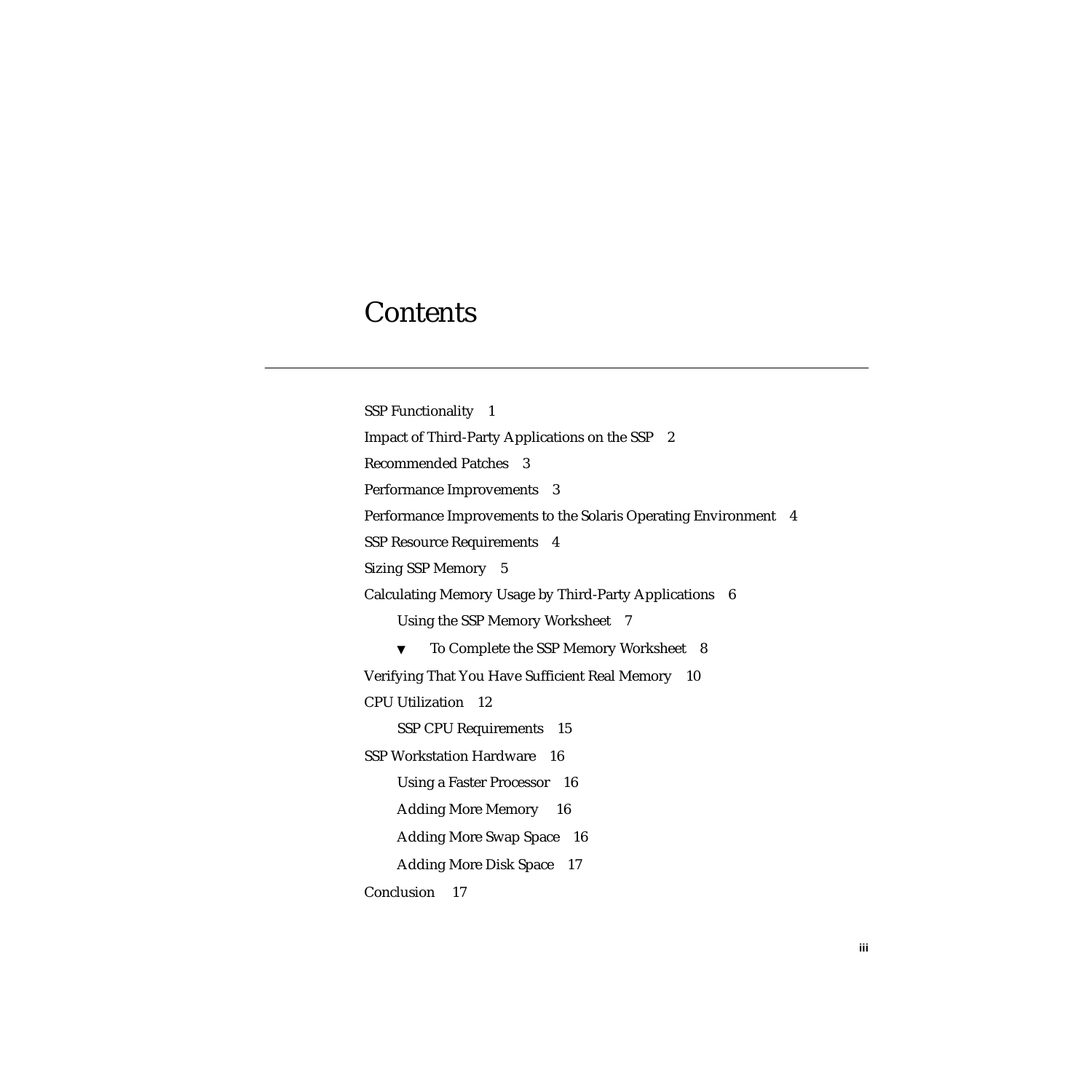# Contents

SSP Functionality 1

Impact of Third-Party Applications on the SSP 2

Recommended Patches 3

Performance Improvements 3

Performance Improvements to the Solaris Operating Environment 4

SSP Resource Requirements 4

Sizing SSP Memory 5

Calculating Memory Usage by Third-Party Applications 6

- Using the SSP Memory Worksheet 7
- ▼ To Complete the SSP Memory Worksheet 8

Verifying That You Have Sufficient Real Memory 10

CPU Utilization 12

- SSP CPU Requirements 15

SSP Workstation Hardware 16

- Using a Faster Processor 16
- Adding More Memory 16
- Adding More Swap Space 16
- Adding More Disk Space 17

Conclusion 17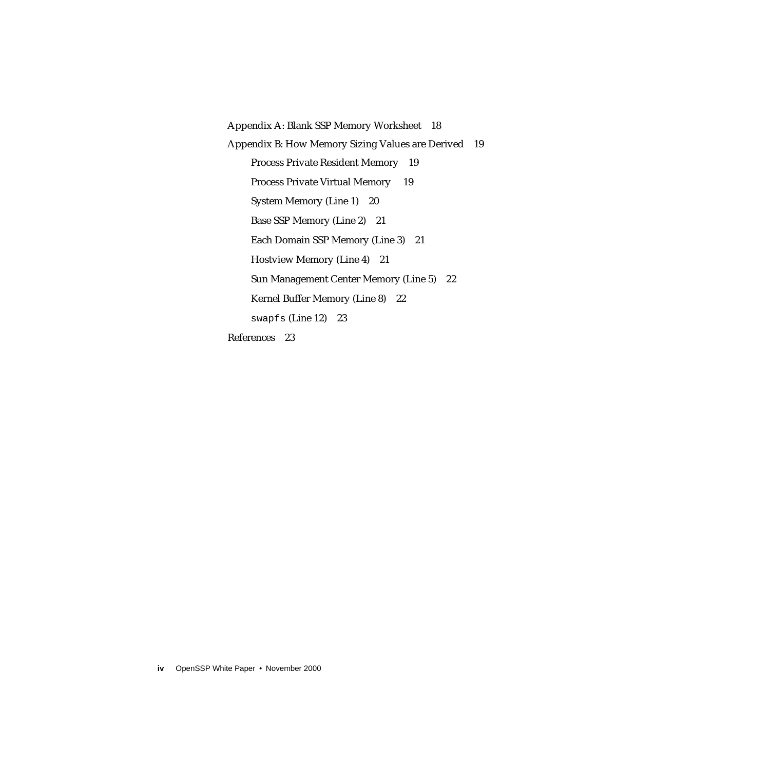Appendix A: Blank SSP Memory Worksheet 18

Appendix B: How Memory Sizing Values are Derived 19

- Process Private Resident Memory 19
- Process Private Virtual Memory 19
- System Memory (Line 1) 20
- Base SSP Memory (Line 2) 21
- Each Domain SSP Memory (Line 3) 21
- Hostview Memory (Line 4) 21
- Sun Management Center Memory (Line 5) 22
- Kernel Buffer Memory (Line 8) 22
- `swapfs` (Line 12) 23

References 23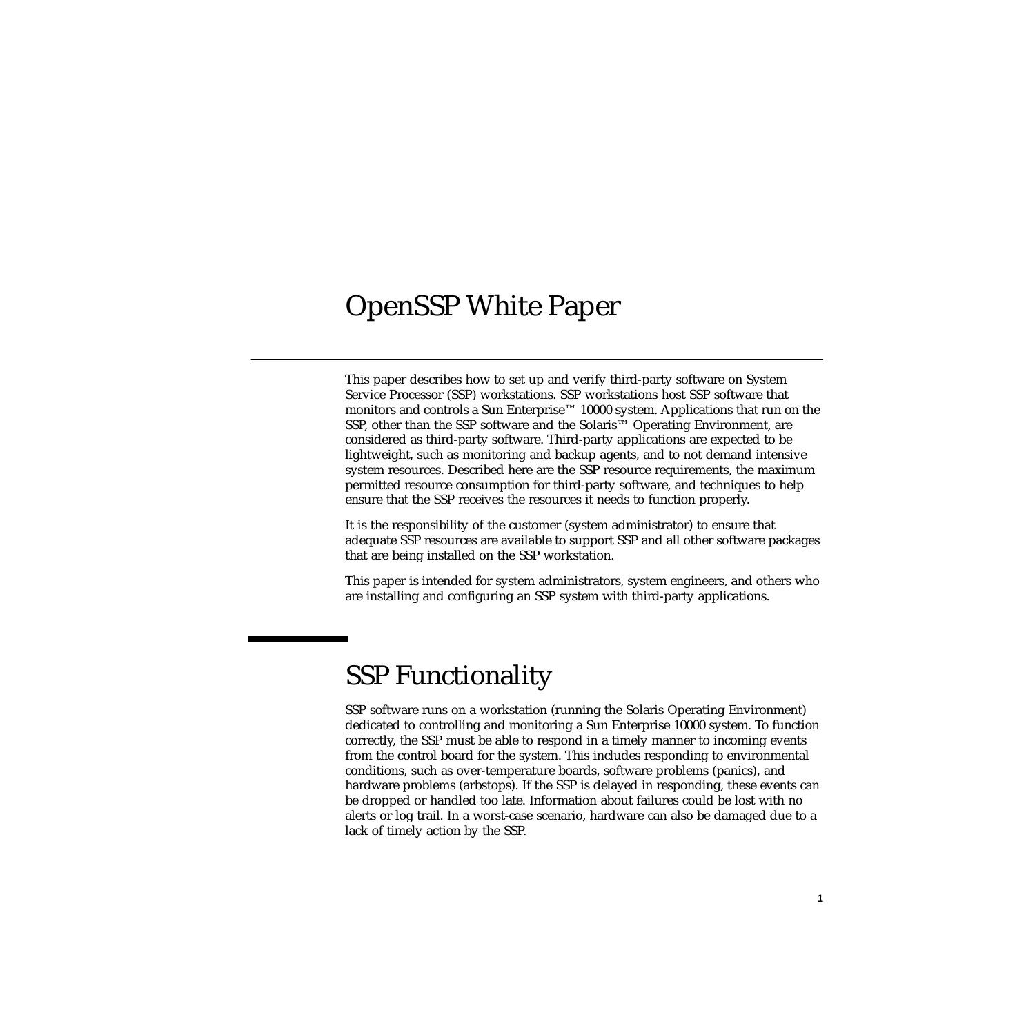# OpenSSP White Paper

This paper describes how to set up and verify third-party software on System Service Processor (SSP) workstations. SSP workstations host SSP software that monitors and controls a Sun Enterprise™ 10000 system. Applications that run on the SSP, other than the SSP software and the Solaris™ Operating Environment, are considered as third-party software. Third-party applications are expected to be lightweight, such as monitoring and backup agents, and to not demand intensive system resources. Described here are the SSP resource requirements, the maximum permitted resource consumption for third-party software, and techniques to help ensure that the SSP receives the resources it needs to function properly.

It is the responsibility of the customer (system administrator) to ensure that adequate SSP resources are available to support SSP and all other software packages that are being installed on the SSP workstation.

This paper is intended for system administrators, system engineers, and others who are installing and configuring an SSP system with third-party applications.

## SSP Functionality

SSP software runs on a workstation (running the Solaris Operating Environment) dedicated to controlling and monitoring a Sun Enterprise 10000 system. To function correctly, the SSP must be able to respond in a timely manner to incoming events from the control board for the system. This includes responding to environmental conditions, such as over-temperature boards, software problems (panics), and hardware problems (arbstops). If the SSP is delayed in responding, these events can be dropped or handled too late. Information about failures could be lost with no alerts or log trail. In a worst-case scenario, hardware can also be damaged due to a lack of timely action by the SSP.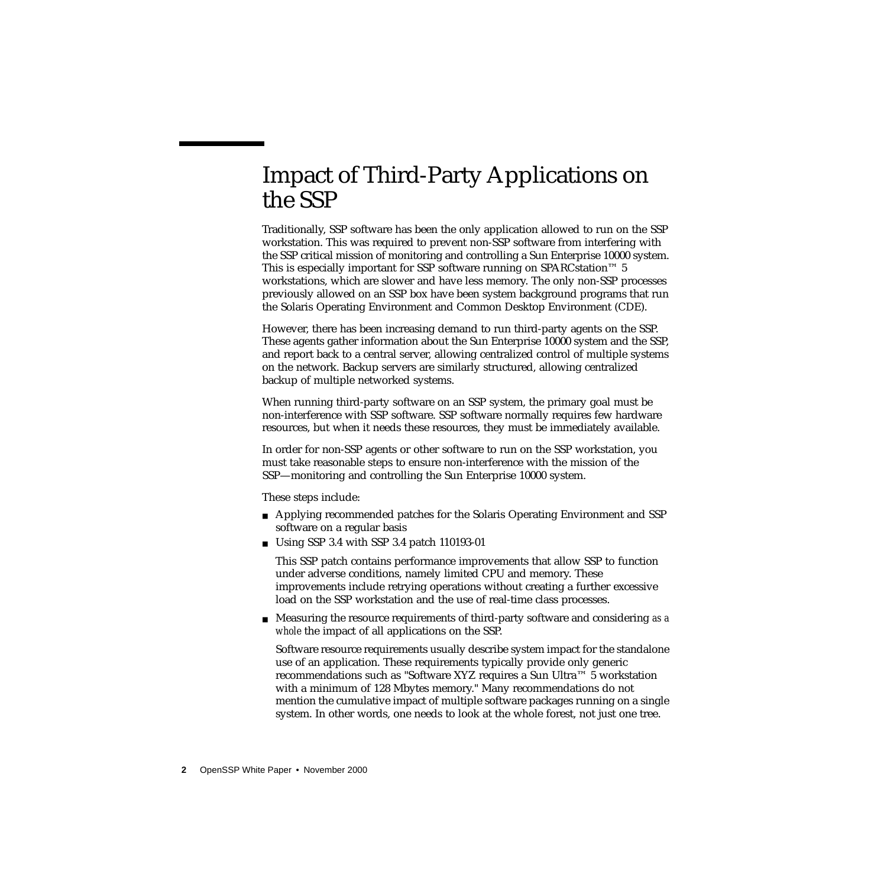# Impact of Third-Party Applications on the SSP

Traditionally, SSP software has been the only application allowed to run on the SSP workstation. This was required to prevent non-SSP software from interfering with the SSP critical mission of monitoring and controlling a Sun Enterprise 10000 system. This is especially important for SSP software running on SPARCstation™ 5 workstations, which are slower and have less memory. The only non-SSP processes previously allowed on an SSP box have been system background programs that run the Solaris Operating Environment and Common Desktop Environment (CDE).

However, there has been increasing demand to run third-party agents on the SSP. These agents gather information about the Sun Enterprise 10000 system and the SSP, and report back to a central server, allowing centralized control of multiple systems on the network. Backup servers are similarly structured, allowing centralized backup of multiple networked systems.

When running third-party software on an SSP system, the primary goal must be non-interference with SSP software. SSP software normally requires few hardware resources, but when it needs these resources, they must be immediately available.

In order for non-SSP agents or other software to run on the SSP workstation, you must take reasonable steps to ensure non-interference with the mission of the SSP—monitoring and controlling the Sun Enterprise 10000 system.

These steps include:

- Applying recommended patches for the Solaris Operating Environment and SSP software on a regular basis
- Using SSP 3.4 with SSP 3.4 patch 110193-01

  This SSP patch contains performance improvements that allow SSP to function under adverse conditions, namely limited CPU and memory. These improvements include retrying operations without creating a further excessive load on the SSP workstation and the use of real-time class processes.

- Measuring the resource requirements of third-party software and considering *as a whole* the impact of all applications on the SSP.

  Software resource requirements usually describe system impact for the standalone use of an application. These requirements typically provide only generic recommendations such as "Software XYZ requires a Sun Ultra™ 5 workstation with a minimum of 128 Mbytes memory." Many recommendations do not mention the cumulative impact of multiple software packages running on a single system. In other words, one needs to look at the whole forest, not just one tree.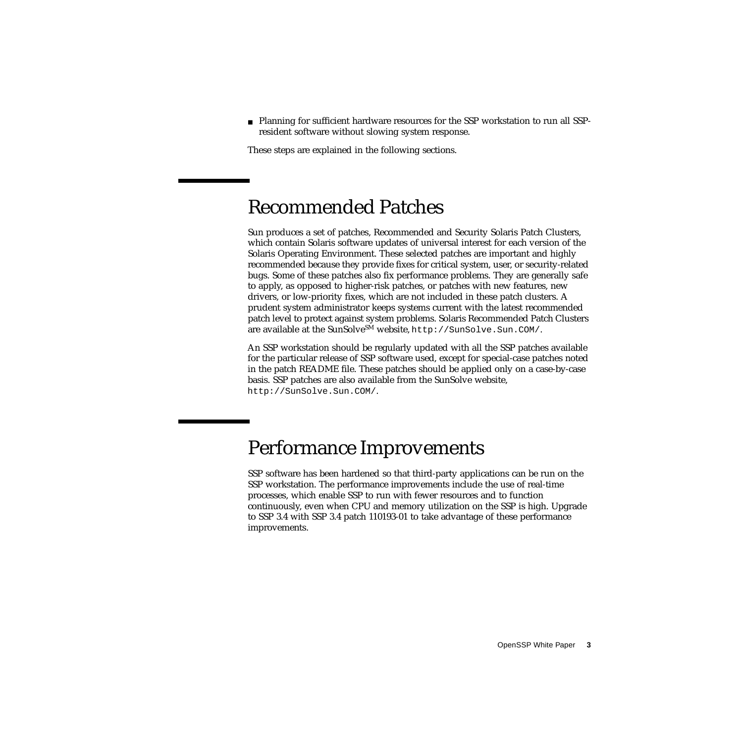- Planning for sufficient hardware resources for the SSP workstation to run all SSP-resident software without slowing system response.

These steps are explained in the following sections.

## Recommended Patches

Sun produces a set of patches, Recommended and Security Solaris Patch Clusters, which contain Solaris software updates of universal interest for each version of the Solaris Operating Environment. These selected patches are important and highly recommended because they provide fixes for critical system, user, or security-related bugs. Some of these patches also fix performance problems. They are generally safe to apply, as opposed to higher-risk patches, or patches with new features, new drivers, or low-priority fixes, which are not included in these patch clusters. A prudent system administrator keeps systems current with the latest recommended patch level to protect against system problems. Solaris Recommended Patch Clusters are available at the SunSolve[SM] website, `http://SunSolve.Sun.COM/`.

An SSP workstation should be regularly updated with all the SSP patches available for the particular release of SSP software used, except for special-case patches noted in the patch README file. These patches should be applied only on a case-by-case basis. SSP patches are also available from the SunSolve website, `http://SunSolve.Sun.COM/`.

## Performance Improvements

SSP software has been hardened so that third-party applications can be run on the SSP workstation. The performance improvements include the use of real-time processes, which enable SSP to run with fewer resources and to function continuously, even when CPU and memory utilization on the SSP is high. Upgrade to SSP 3.4 with SSP 3.4 patch 110193-01 to take advantage of these performance improvements.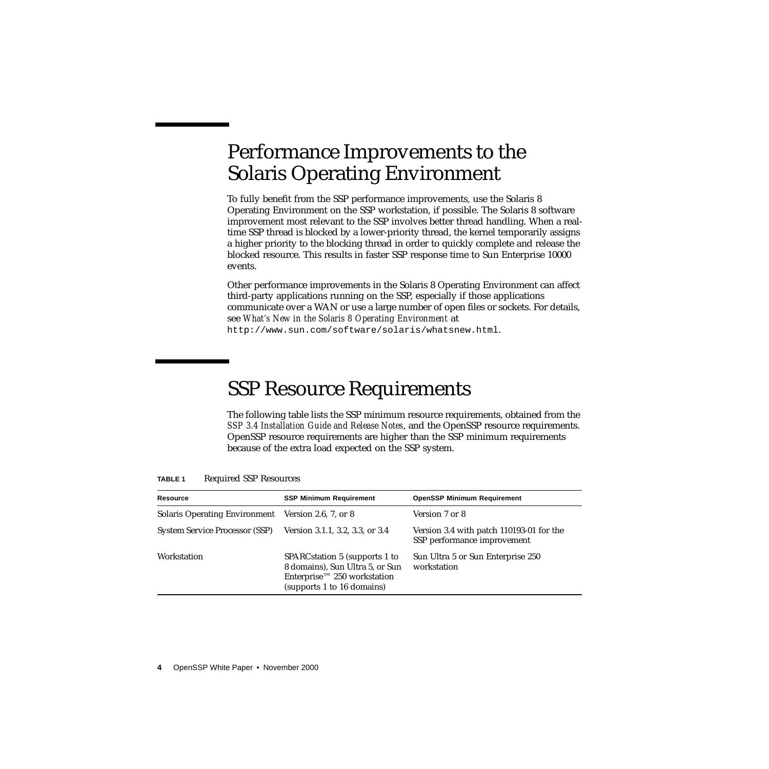# Performance Improvements to the Solaris Operating Environment

To fully benefit from the SSP performance improvements, use the Solaris 8 Operating Environment on the SSP workstation, if possible. The Solaris 8 software improvement most relevant to the SSP involves better thread handling. When a real-time SSP thread is blocked by a lower-priority thread, the kernel temporarily assigns a higher priority to the blocking thread in order to quickly complete and release the blocked resource. This results in faster SSP response time to Sun Enterprise 10000 events.

Other performance improvements in the Solaris 8 Operating Environment can affect third-party applications running on the SSP, especially if those applications communicate over a WAN or use a large number of open files or sockets. For details, see *What's New in the Solaris 8 Operating Environment* at `http://www.sun.com/software/solaris/whatsnew.html`.

# SSP Resource Requirements

The following table lists the SSP minimum resource requirements, obtained from the *SSP 3.4 Installation Guide and Release Notes*, and the OpenSSP resource requirements. OpenSSP resource requirements are higher than the SSP minimum requirements because of the extra load expected on the SSP system.

**TABLE 1** Required SSP Resources

| Resource | SSP Minimum Requirement | OpenSSP Minimum Requirement |
|---|---|---|
| Solaris Operating Environment | Version 2.6, 7, or 8 | Version 7 or 8 |
| System Service Processor (SSP) | Version 3.1.1, 3.2, 3.3, or 3.4 | Version 3.4 with patch 110193-01 for the SSP performance improvement |
| Workstation | SPARCstation 5 (supports 1 to 8 domains), Sun Ultra 5, or Sun Enterprise™ 250 workstation (supports 1 to 16 domains) | Sun Ultra 5 or Sun Enterprise 250 workstation |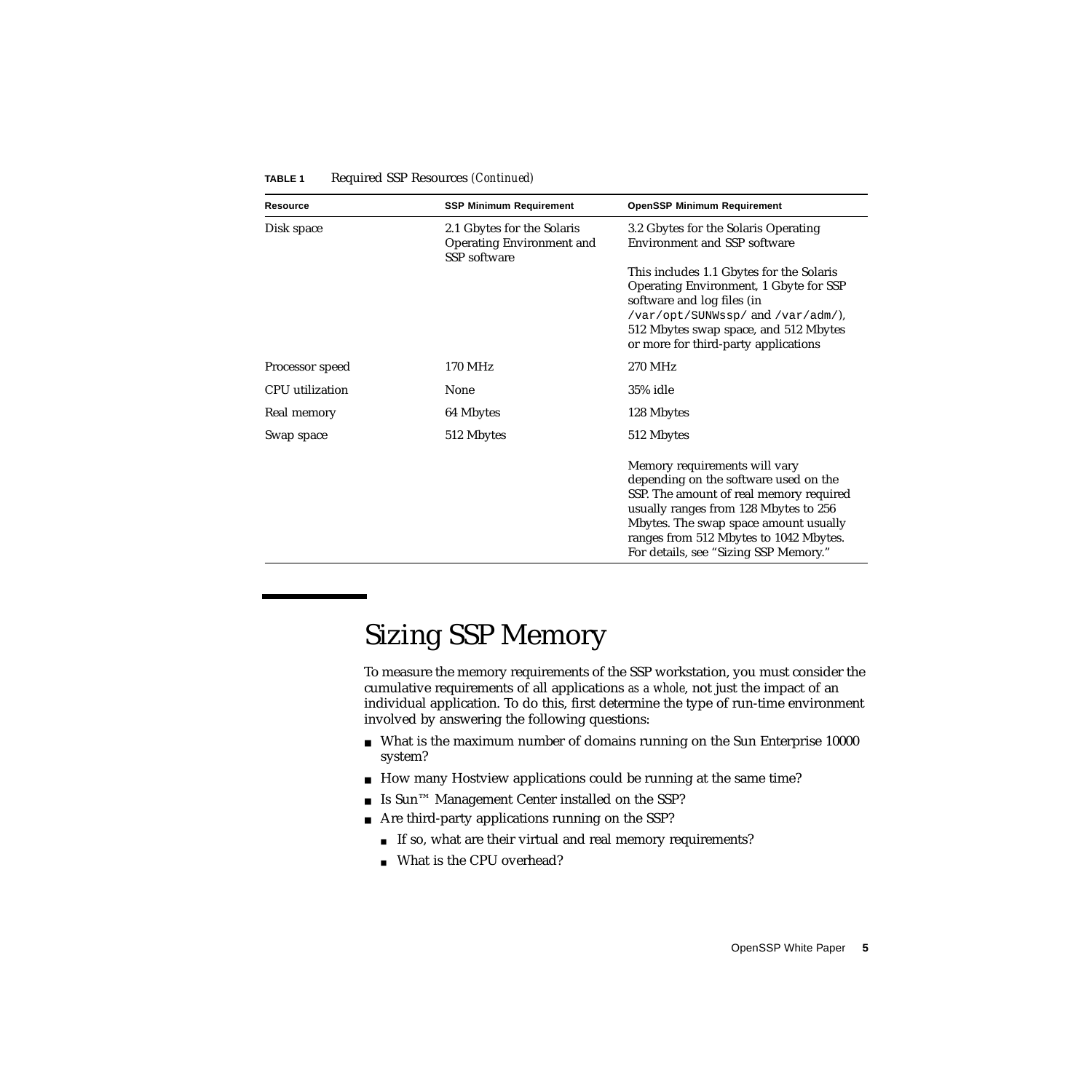**TABLE 1** Required SSP Resources *(Continued)*

| Resource | SSP Minimum Requirement | OpenSSP Minimum Requirement |
|---|---|---|
| Disk space | 2.1 Gbytes for the Solaris Operating Environment and SSP software | 3.2 Gbytes for the Solaris Operating Environment and SSP software<br><br>This includes 1.1 Gbytes for the Solaris Operating Environment, 1 Gbyte for SSP software and log files (in `/var/opt/SUNWssp/` and `/var/adm/`), 512 Mbytes swap space, and 512 Mbytes or more for third-party applications |
| Processor speed | 170 MHz | 270 MHz |
| CPU utilization | None | 35% idle |
| Real memory | 64 Mbytes | 128 Mbytes |
| Swap space | 512 Mbytes | 512 Mbytes<br><br>Memory requirements will vary depending on the software used on the SSP. The amount of real memory required usually ranges from 128 Mbytes to 256 Mbytes. The swap space amount usually ranges from 512 Mbytes to 1042 Mbytes. For details, see "Sizing SSP Memory." |

# Sizing SSP Memory

To measure the memory requirements of the SSP workstation, you must consider the cumulative requirements of all applications *as a whole*, not just the impact of an individual application. To do this, first determine the type of run-time environment involved by answering the following questions:

- What is the maximum number of domains running on the Sun Enterprise 10000 system?
- How many Hostview applications could be running at the same time?
- Is Sun™ Management Center installed on the SSP?
- Are third-party applications running on the SSP?
  - If so, what are their virtual and real memory requirements?
  - What is the CPU overhead?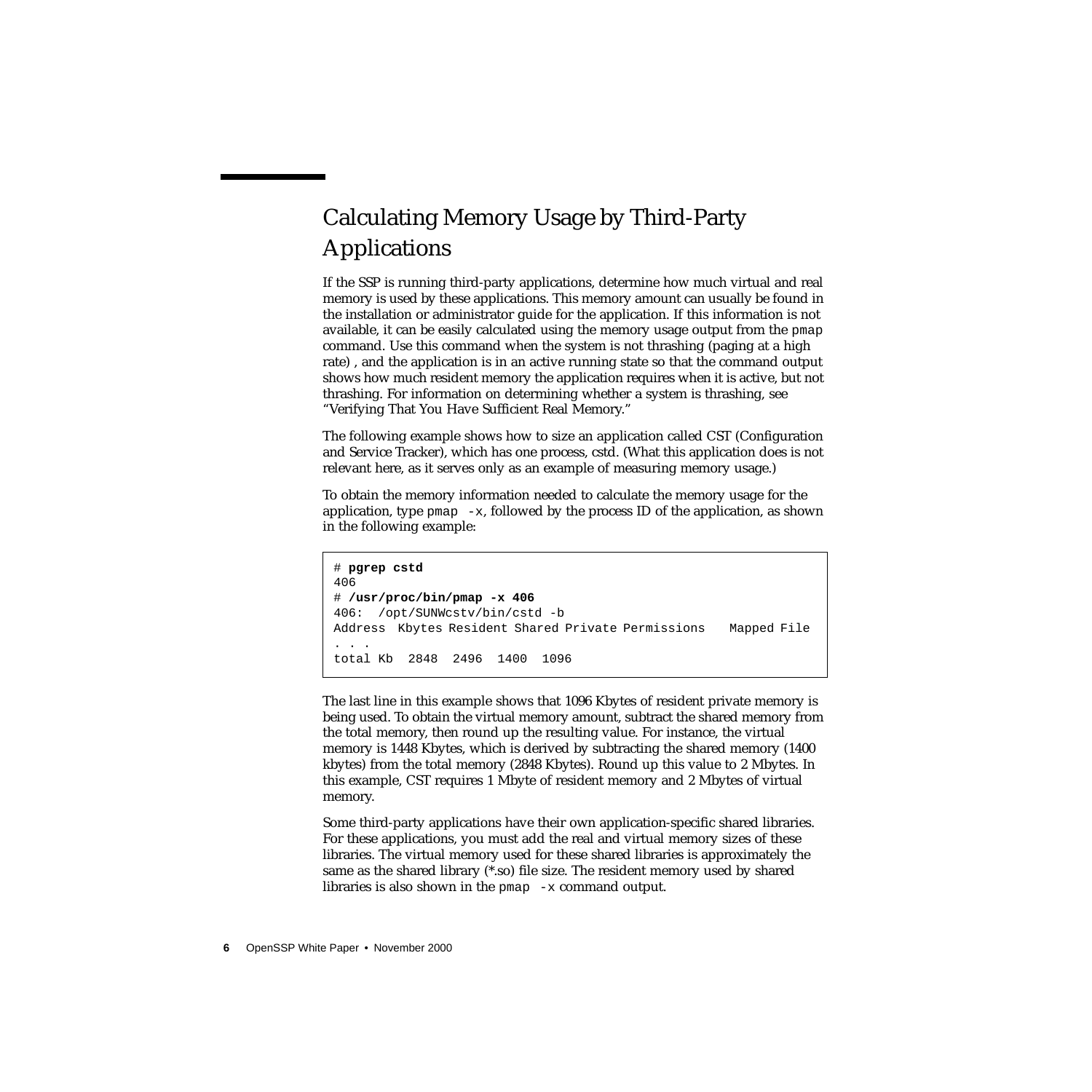# Calculating Memory Usage by Third-Party Applications

If the SSP is running third-party applications, determine how much virtual and real memory is used by these applications. This memory amount can usually be found in the installation or administrator guide for the application. If this information is not available, it can be easily calculated using the memory usage output from the `pmap` command. Use this command when the system is not thrashing (paging at a high rate) , and the application is in an active running state so that the command output shows how much resident memory the application requires when it is active, but not thrashing. For information on determining whether a system is thrashing, see "Verifying That You Have Sufficient Real Memory."

The following example shows how to size an application called CST (Configuration and Service Tracker), which has one process, cstd. (What this application does is not relevant here, as it serves only as an example of measuring memory usage.)

To obtain the memory information needed to calculate the memory usage for the application, type `pmap -x`, followed by the process ID of the application, as shown in the following example:

```
# pgrep cstd
406
# /usr/proc/bin/pmap -x 406
406:  /opt/SUNWcstv/bin/cstd -b
Address  Kbytes Resident Shared Private Permissions    Mapped File
. . .
total Kb  2848  2496  1400  1096
```

The last line in this example shows that 1096 Kbytes of resident private memory is being used. To obtain the virtual memory amount, subtract the shared memory from the total memory, then round up the resulting value. For instance, the virtual memory is 1448 Kbytes, which is derived by subtracting the shared memory (1400 kbytes) from the total memory (2848 Kbytes). Round up this value to 2 Mbytes. In this example, CST requires 1 Mbyte of resident memory and 2 Mbytes of virtual memory.

Some third-party applications have their own application-specific shared libraries. For these applications, you must add the real and virtual memory sizes of these libraries. The virtual memory used for these shared libraries is approximately the same as the shared library (*.so) file size. The resident memory used by shared libraries is also shown in the `pmap -x` command output.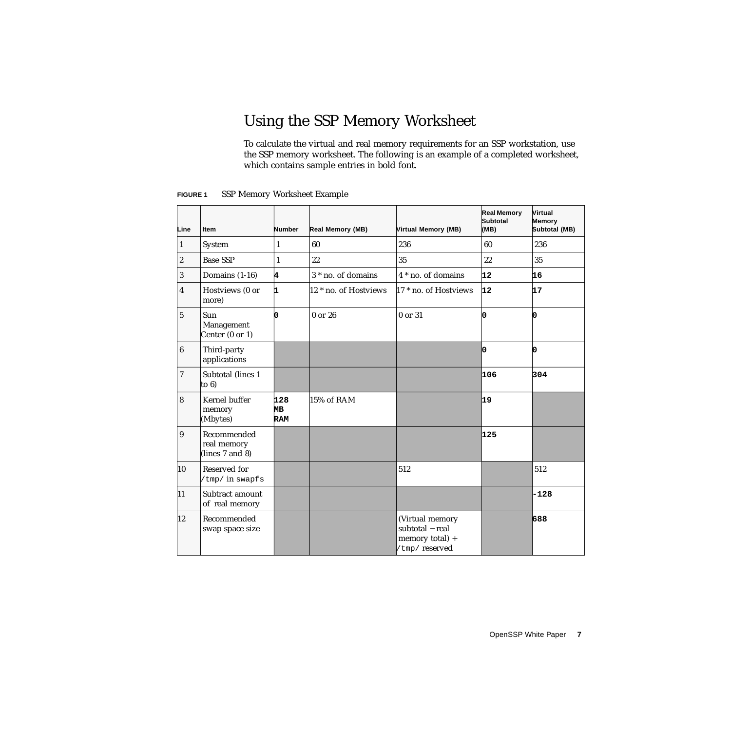## Using the SSP Memory Worksheet

To calculate the virtual and real memory requirements for an SSP workstation, use the SSP memory worksheet. The following is an example of a completed worksheet, which contains sample entries in bold font.

**FIGURE 1** SSP Memory Worksheet Example

| Line | Item | Number | Real Memory (MB) | Virtual Memory (MB) | Real Memory Subtotal (MB) | Virtual Memory Subtotal (MB) |
|---|---|---|---|---|---|---|
| 1 | System | 1 | 60 | 236 | 60 | 236 |
| 2 | Base SSP | 1 | 22 | 35 | 22 | 35 |
| 3 | Domains (1-16) | **4** | 3 * no. of domains | 4 * no. of domains | **12** | **16** |
| 4 | Hostviews (0 or more) | **1** | 12 * no. of Hostviews | 17 * no. of Hostviews | **12** | **17** |
| 5 | Sun Management Center (0 or 1) | **0** | 0 or 26 | 0 or 31 | **0** | **0** |
| 6 | Third-party applications | | | | **0** | **0** |
| 7 | Subtotal (lines 1 to 6) | | | | **106** | **304** |
| 8 | Kernel buffer memory (Mbytes) | **128 MB RAM** | 15% of RAM | | **19** | |
| 9 | Recommended real memory (lines 7 and 8) | | | | **125** | |
| 10 | Reserved for `/tmp/` in `swapfs` | | | 512 | | 512 |
| 11 | Subtract amount of real memory | | | | | **-128** |
| 12 | Recommended swap space size | | | (Virtual memory subtotal − real memory total) + `/tmp/` reserved | | **688** |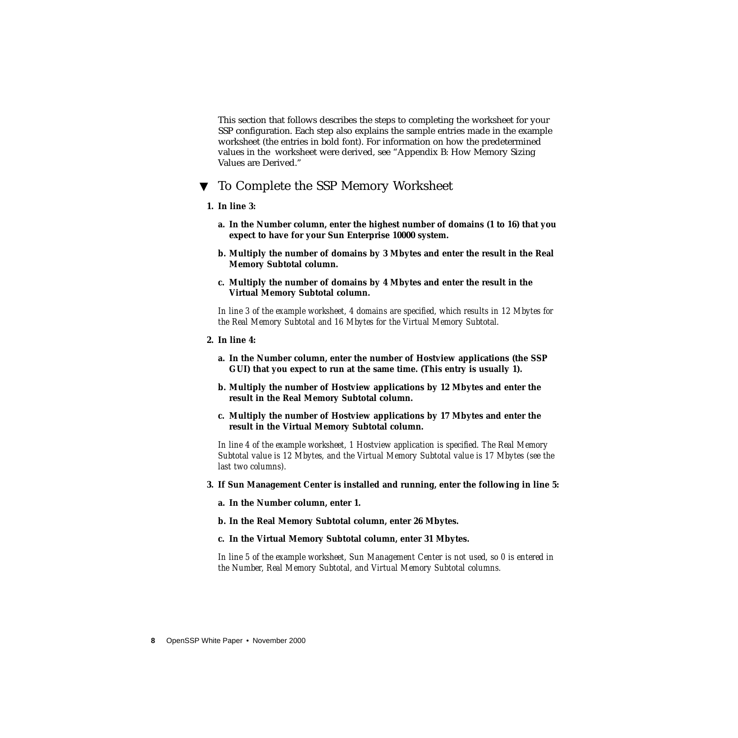This section that follows describes the steps to completing the worksheet for your SSP configuration. Each step also explains the sample entries made in the example worksheet (the entries in bold font). For information on how the predetermined values in the worksheet were derived, see "Appendix B: How Memory Sizing Values are Derived."

## ▼ To Complete the SSP Memory Worksheet

**1. In line 3:**

   **a. In the Number column, enter the highest number of domains (1 to 16) that you expect to have for your Sun Enterprise 10000 system.**

   **b. Multiply the number of domains by 3 Mbytes and enter the result in the Real Memory Subtotal column.**

   **c. Multiply the number of domains by 4 Mbytes and enter the result in the Virtual Memory Subtotal column.**

   *In line 3 of the example worksheet, 4 domains are specified, which results in 12 Mbytes for the Real Memory Subtotal and 16 Mbytes for the Virtual Memory Subtotal.*

**2. In line 4:**

   **a. In the Number column, enter the number of Hostview applications (the SSP GUI) that you expect to run at the same time. (This entry is usually 1).**

   **b. Multiply the number of Hostview applications by 12 Mbytes and enter the result in the Real Memory Subtotal column.**

   **c. Multiply the number of Hostview applications by 17 Mbytes and enter the result in the Virtual Memory Subtotal column.**

   *In line 4 of the example worksheet, 1 Hostview application is specified. The Real Memory Subtotal value is 12 Mbytes, and the Virtual Memory Subtotal value is 17 Mbytes (see the last two columns).*

**3. If Sun Management Center is installed and running, enter the following in line 5:**

   **a. In the Number column, enter 1.**

   **b. In the Real Memory Subtotal column, enter 26 Mbytes.**

   **c. In the Virtual Memory Subtotal column, enter 31 Mbytes.**

   *In line 5 of the example worksheet, Sun Management Center is not used, so 0 is entered in the Number, Real Memory Subtotal, and Virtual Memory Subtotal columns.*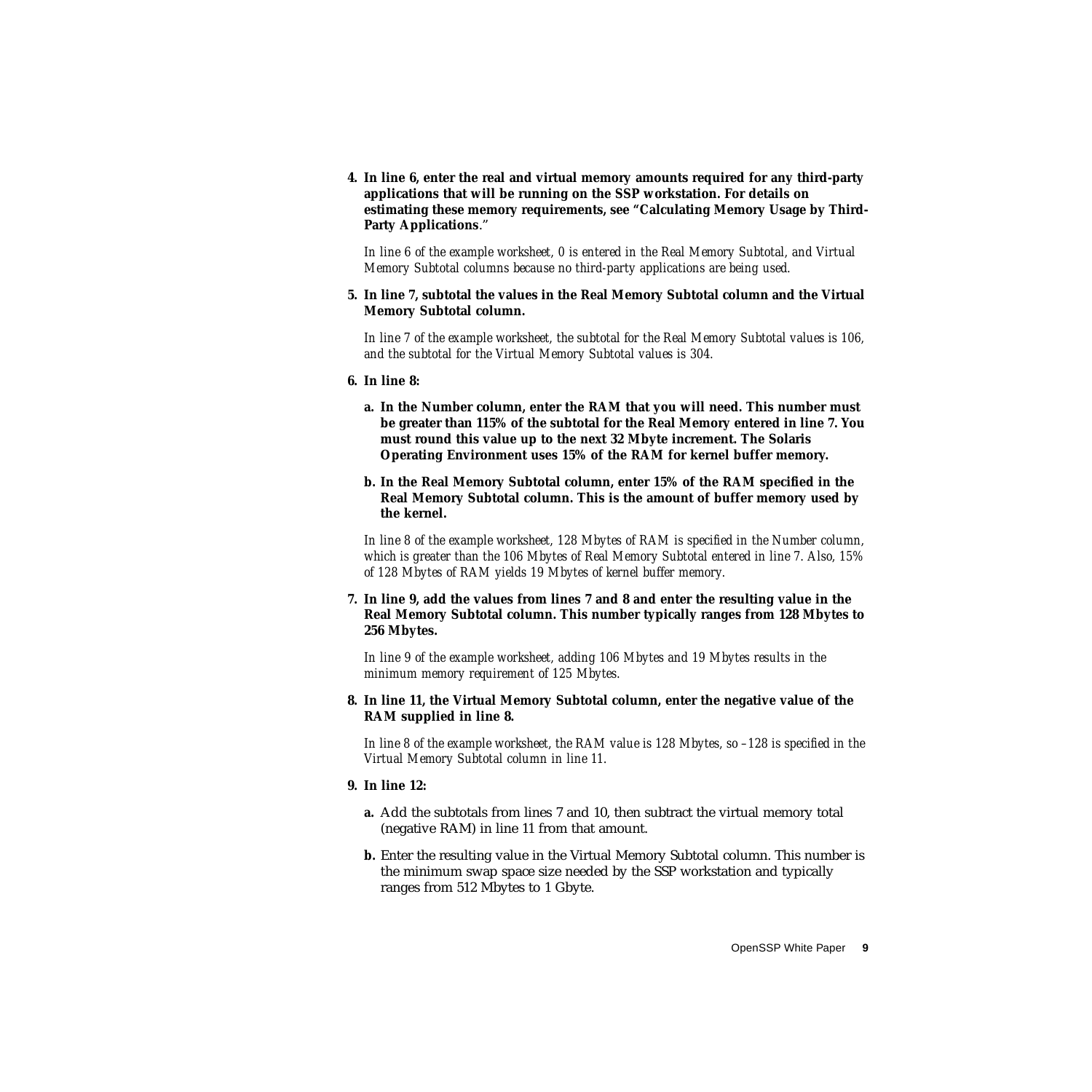4. **In line 6, enter the real and virtual memory amounts required for any third-party applications that will be running on the SSP workstation. For details on estimating these memory requirements, see "Calculating Memory Usage by Third-Party Applications**."

   *In line 6 of the example worksheet, 0 is entered in the Real Memory Subtotal, and Virtual Memory Subtotal columns because no third-party applications are being used.*

5. **In line 7, subtotal the values in the Real Memory Subtotal column and the Virtual Memory Subtotal column.**

   *In line 7 of the example worksheet, the subtotal for the Real Memory Subtotal values is 106, and the subtotal for the Virtual Memory Subtotal values is 304.*

6. **In line 8:**

   a. **In the Number column, enter the RAM that you will need. This number must be greater than 115% of the subtotal for the Real Memory entered in line 7. You must round this value up to the next 32 Mbyte increment. The Solaris Operating Environment uses 15% of the RAM for kernel buffer memory.**

   b. **In the Real Memory Subtotal column, enter 15% of the RAM specified in the Real Memory Subtotal column. This is the amount of buffer memory used by the kernel.**

   *In line 8 of the example worksheet, 128 Mbytes of RAM is specified in the Number column, which is greater than the 106 Mbytes of Real Memory Subtotal entered in line 7. Also, 15% of 128 Mbytes of RAM yields 19 Mbytes of kernel buffer memory.*

7. **In line 9, add the values from lines 7 and 8 and enter the resulting value in the Real Memory Subtotal column. This number typically ranges from 128 Mbytes to 256 Mbytes.**

   *In line 9 of the example worksheet, adding 106 Mbytes and 19 Mbytes results in the minimum memory requirement of 125 Mbytes.*

8. **In line 11, the Virtual Memory Subtotal column, enter the negative value of the RAM supplied in line 8.**

   *In line 8 of the example worksheet, the RAM value is 128 Mbytes, so –128 is specified in the Virtual Memory Subtotal column in line 11.*

9. **In line 12:**

   a. Add the subtotals from lines 7 and 10, then subtract the virtual memory total (negative RAM) in line 11 from that amount.

   b. Enter the resulting value in the Virtual Memory Subtotal column. This number is the minimum swap space size needed by the SSP workstation and typically ranges from 512 Mbytes to 1 Gbyte.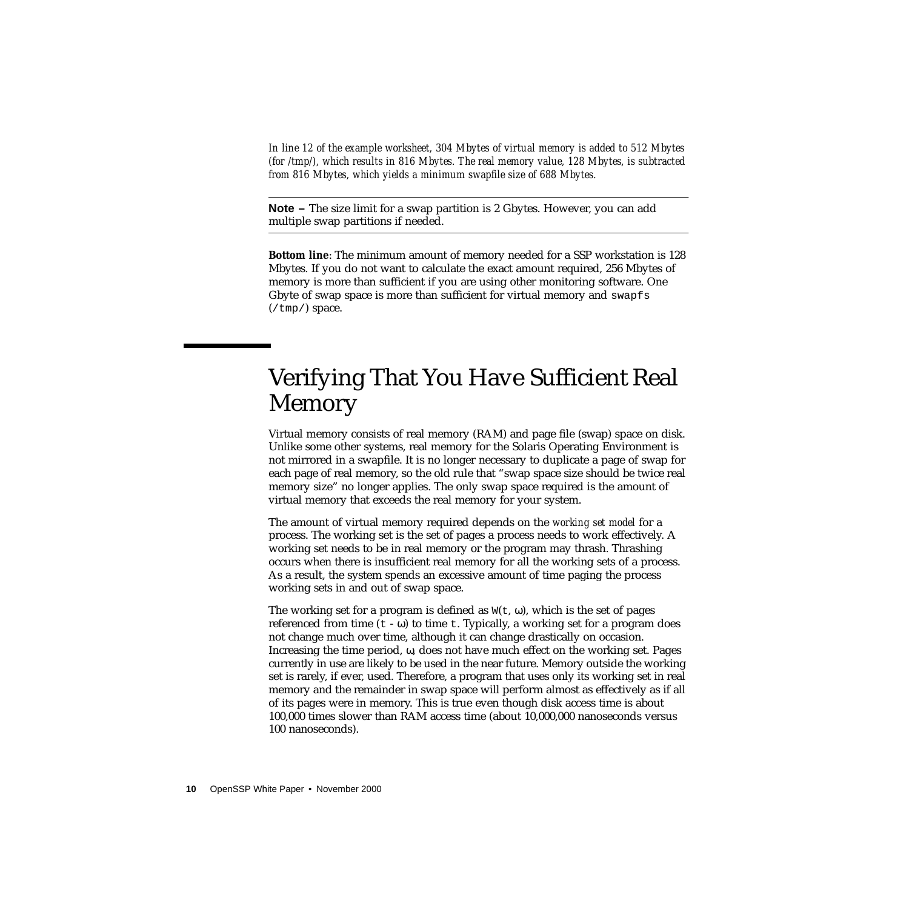*In line 12 of the example worksheet, 304 Mbytes of virtual memory is added to 512 Mbytes (for /tmp/), which results in 816 Mbytes. The real memory value, 128 Mbytes, is subtracted from 816 Mbytes, which yields a minimum swapfile size of 688 Mbytes.*

---

**Note –** The size limit for a swap partition is 2 Gbytes. However, you can add multiple swap partitions if needed.

---

**Bottom line**: The minimum amount of memory needed for a SSP workstation is 128 Mbytes. If you do not want to calculate the exact amount required, 256 Mbytes of memory is more than sufficient if you are using other monitoring software. One Gbyte of swap space is more than sufficient for virtual memory and `swapfs` (`/tmp/`) space.

# Verifying That You Have Sufficient Real Memory

Virtual memory consists of real memory (RAM) and page file (swap) space on disk. Unlike some other systems, real memory for the Solaris Operating Environment is not mirrored in a swapfile. It is no longer necessary to duplicate a page of swap for each page of real memory, so the old rule that "swap space size should be twice real memory size" no longer applies. The only swap space required is the amount of virtual memory that exceeds the real memory for your system.

The amount of virtual memory required depends on the *working set model* for a process. The working set is the set of pages a process needs to work effectively. A working set needs to be in real memory or the program may thrash. Thrashing occurs when there is insufficient real memory for all the working sets of a process. As a result, the system spends an excessive amount of time paging the process working sets in and out of swap space.

The working set for a program is defined as $W(t, \omega)$, which is the set of pages referenced from time $(t - \omega)$ to time $t$. Typically, a working set for a program does not change much over time, although it can change drastically on occasion. Increasing the time period, $\omega$, does not have much effect on the working set. Pages currently in use are likely to be used in the near future. Memory outside the working set is rarely, if ever, used. Therefore, a program that uses only its working set in real memory and the remainder in swap space will perform almost as effectively as if all of its pages were in memory. This is true even though disk access time is about 100,000 times slower than RAM access time (about 10,000,000 nanoseconds versus 100 nanoseconds).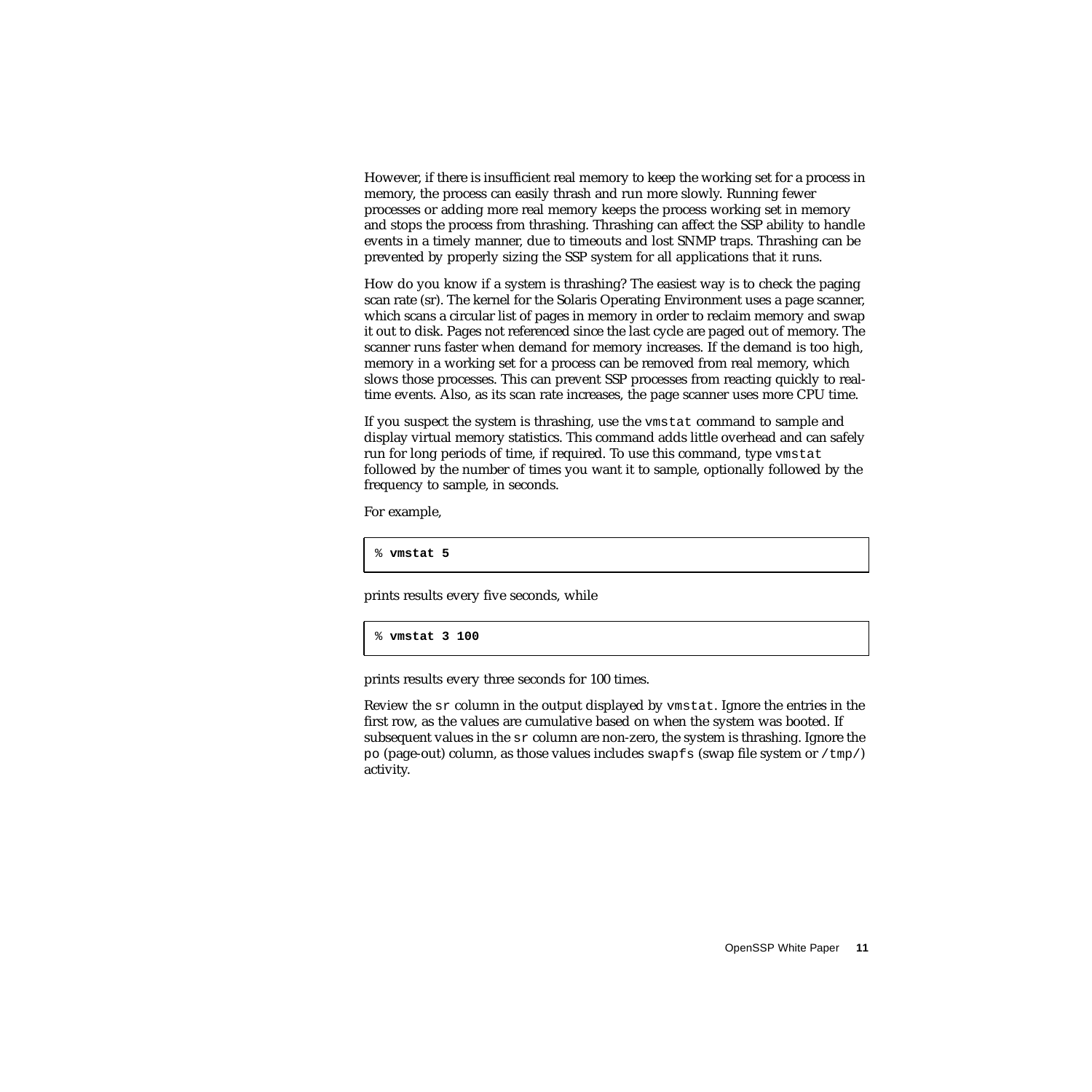However, if there is insufficient real memory to keep the working set for a process in memory, the process can easily thrash and run more slowly. Running fewer processes or adding more real memory keeps the process working set in memory and stops the process from thrashing. Thrashing can affect the SSP ability to handle events in a timely manner, due to timeouts and lost SNMP traps. Thrashing can be prevented by properly sizing the SSP system for all applications that it runs.

How do you know if a system is thrashing? The easiest way is to check the paging scan rate (sr). The kernel for the Solaris Operating Environment uses a page scanner, which scans a circular list of pages in memory in order to reclaim memory and swap it out to disk. Pages not referenced since the last cycle are paged out of memory. The scanner runs faster when demand for memory increases. If the demand is too high, memory in a working set for a process can be removed from real memory, which slows those processes. This can prevent SSP processes from reacting quickly to real-time events. Also, as its scan rate increases, the page scanner uses more CPU time.

If you suspect the system is thrashing, use the `vmstat` command to sample and display virtual memory statistics. This command adds little overhead and can safely run for long periods of time, if required. To use this command, type `vmstat` followed by the number of times you want it to sample, optionally followed by the frequency to sample, in seconds.

For example,

```
% vmstat 5
```

prints results every five seconds, while

```
% vmstat 3 100
```

prints results every three seconds for 100 times.

Review the `sr` column in the output displayed by `vmstat`. Ignore the entries in the first row, as the values are cumulative based on when the system was booted. If subsequent values in the `sr` column are non-zero, the system is thrashing. Ignore the `po` (page-out) column, as those values includes `swapfs` (swap file system or `/tmp/`) activity.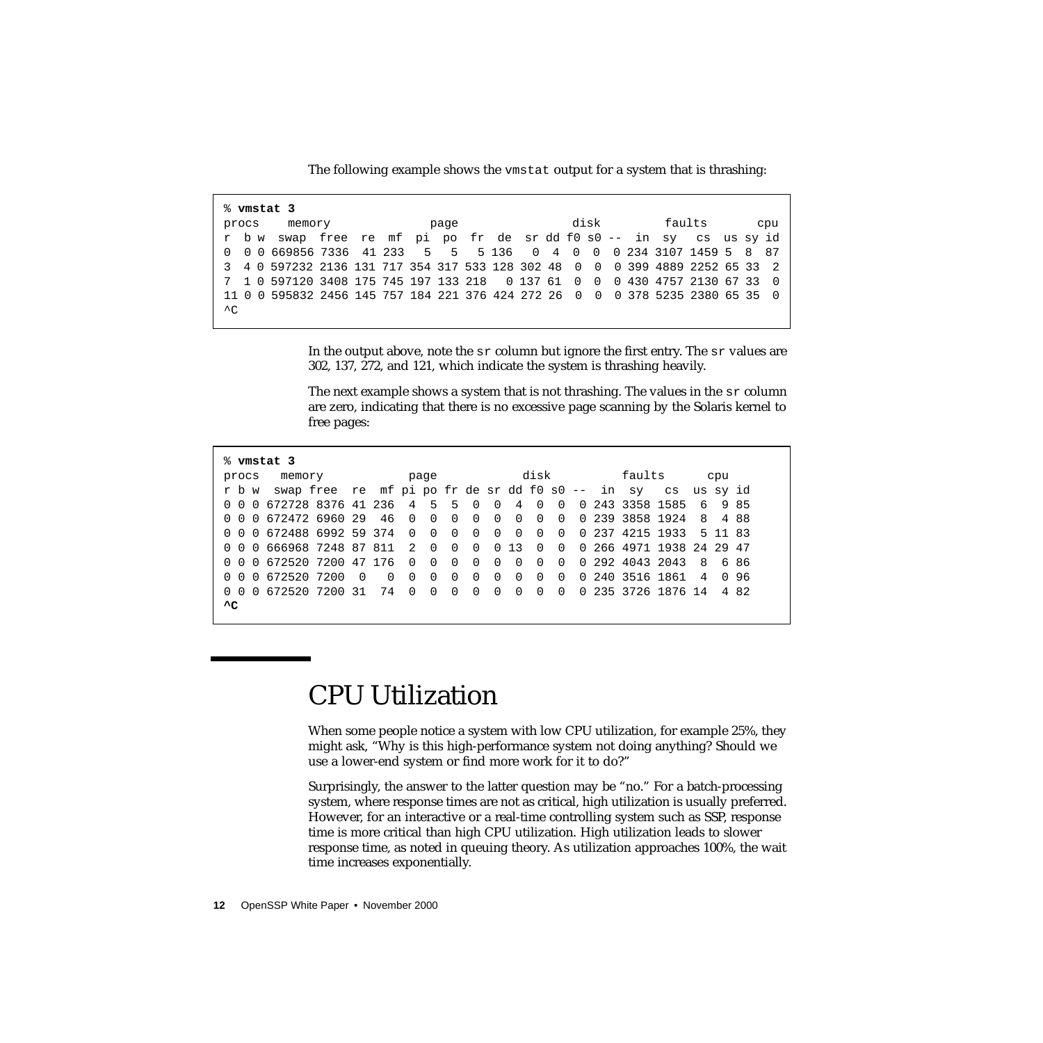The following example shows the vmstat output for a system that is thrashing:

```
% vmstat 3
procs    memory              page                  disk         faults       cpu
r  b w  swap  free  re  mf  pi  po  fr  de  sr dd f0 s0 --  in  sy   cs  us sy id
0  0 0 669856 7336  41 233   5   5   5 136   0  4  0  0  0 234 3107 1459 5  8  87
3  4 0 597232 2136 131 717 354 317 533 128 302 48  0  0  0 399 4889 2252 65 33  2
7  1 0 597120 3408 175 745 197 133 218   0 137 61  0  0  0 430 4757 2130 67 33  0
11 0 0 595832 2456 145 757 184 221 376 424 272 26  0  0  0 378 5235 2380 65 35  0
^C
```

In the output above, note the sr column but ignore the first entry. The sr values are 302, 137, 272, and 121, which indicate the system is thrashing heavily.

The next example shows a system that is not thrashing. The values in the sr column are zero, indicating that there is no excessive page scanning by the Solaris kernel to free pages:

```
% vmstat 3
procs   memory            page            disk          faults      cpu
r b w   swap free  re  mf pi po fr de sr dd f0 s0 --  in  sy   cs  us sy id
0 0 0 672728 8376 41 236  4  5  5  0  0  4  0  0  0 243 3358 1585  6  9 85
0 0 0 672472 6960 29  46  0  0  0  0  0  0  0  0  0 239 3858 1924  8  4 88
0 0 0 672488 6992 59 374  0  0  0  0  0  0  0  0  0 237 4215 1933  5 11 83
0 0 0 666968 7248 87 811  2  0  0  0 13  0  0  0  0 266 4971 1938 24 29 47
0 0 0 672520 7200 47 176  0  0  0  0  0  0  0  0  0 292 4043 2043  8  6 86
0 0 0 672520 7200  0   0  0  0  0  0  0  0  0  0  0 240 3516 1861  4  0 96
0 0 0 672520 7200 31  74  0  0  0  0  0  0  0  0  0 235 3726 1876 14  4 82
^C
```

## CPU Utilization

When some people notice a system with low CPU utilization, for example 25%, they might ask, “Why is this high-performance system not doing anything? Should we use a lower-end system or find more work for it to do?”

Surprisingly, the answer to the latter question may be “no.” For a batch-processing system, where response times are not as critical, high utilization is usually preferred. However, for an interactive or a real-time controlling system such as SSP, response time is more critical than high CPU utilization. High utilization leads to slower response time, as noted in queuing theory. As utilization approaches 100%, the wait time increases exponentially.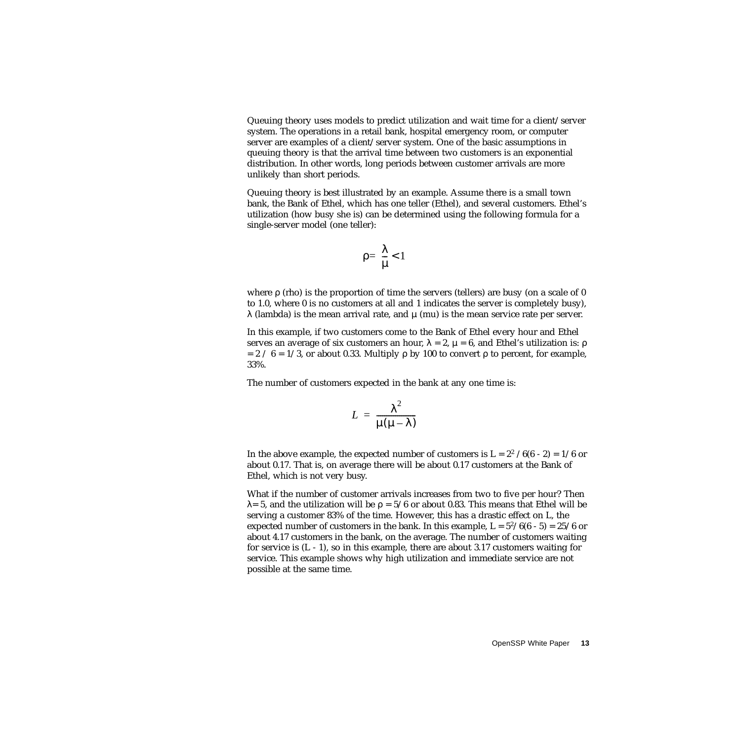Queuing theory uses models to predict utilization and wait time for a client/server system. The operations in a retail bank, hospital emergency room, or computer server are examples of a client/server system. One of the basic assumptions in queuing theory is that the arrival time between two customers is an exponential distribution. In other words, long periods between customer arrivals are more unlikely than short periods.

Queuing theory is best illustrated by an example. Assume there is a small town bank, the Bank of Ethel, which has one teller (Ethel), and several customers. Ethel's utilization (how busy she is) can be determined using the following formula for a single-server model (one teller):

$$\rho = \frac{\lambda}{\mu} < 1$$

where ρ (rho) is the proportion of time the servers (tellers) are busy (on a scale of 0 to 1.0, where 0 is no customers at all and 1 indicates the server is completely busy), λ (lambda) is the mean arrival rate, and μ (mu) is the mean service rate per server.

In this example, if two customers come to the Bank of Ethel every hour and Ethel serves an average of six customers an hour, $\lambda = 2$, $\mu = 6$, and Ethel's utilization is: $\rho = 2 / 6 = 1/3$, or about 0.33. Multiply ρ by 100 to convert ρ to percent, for example, 33%.

The number of customers expected in the bank at any one time is:

$$L = \frac{\lambda^2}{\mu(\mu - \lambda)}$$

In the above example, the expected number of customers is $L = 2^2 / 6(6 - 2) = 1/6$ or about 0.17. That is, on average there will be about 0.17 customers at the Bank of Ethel, which is not very busy.

What if the number of customer arrivals increases from two to five per hour? Then $\lambda = 5$, and the utilization will be $\rho = 5/6$ or about 0.83. This means that Ethel will be serving a customer 83% of the time. However, this has a drastic effect on L, the expected number of customers in the bank. In this example, $L = 5^2/6(6 - 5) = 25/6$ or about 4.17 customers in the bank, on the average. The number of customers waiting for service is $(L - 1)$, so in this example, there are about 3.17 customers waiting for service. This example shows why high utilization and immediate service are not possible at the same time.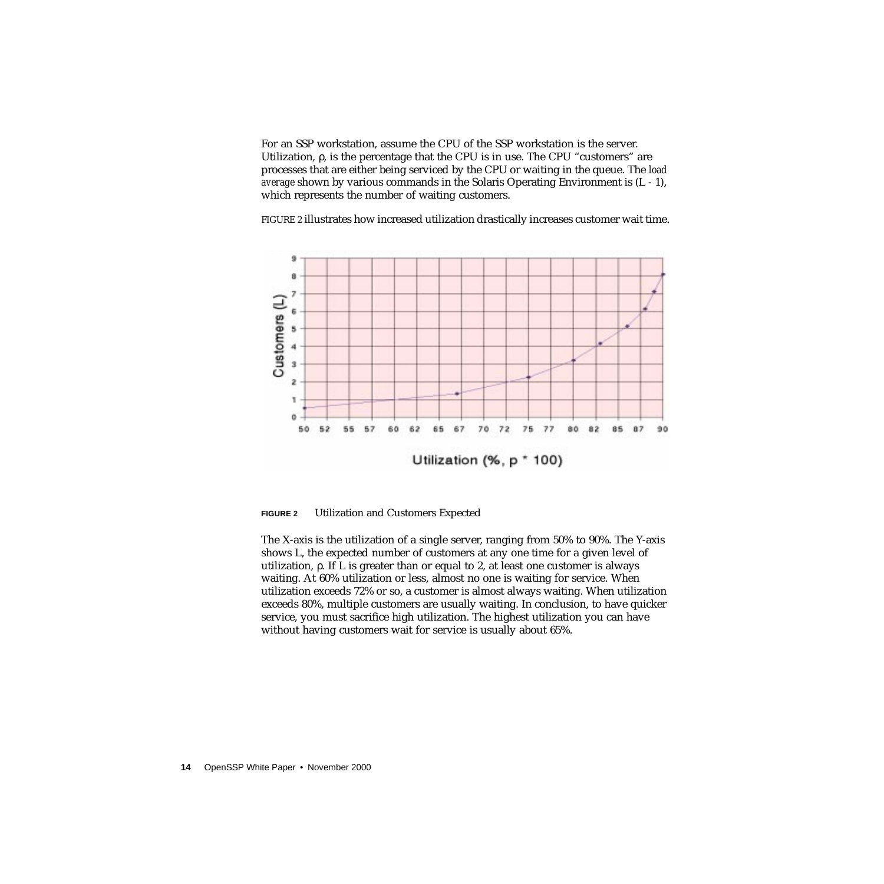For an SSP workstation, assume the CPU of the SSP workstation is the server. Utilization, ρ, is the percentage that the CPU is in use. The CPU “customers” are processes that are either being serviced by the CPU or waiting in the queue. The *load average* shown by various commands in the Solaris Operating Environment is (L - 1), which represents the number of waiting customers.

FIGURE 2 illustrates how increased utilization drastically increases customer wait time.

Customers (L)

0
1
2
3
4
5
6
7
8
9

50 52 55 57 60 62 65 67 70 72 75 77 80 82 85 87 90

Utilization (%, p * 100)

**FIGURE 2** Utilization and Customers Expected

The X-axis is the utilization of a single server, ranging from 50% to 90%. The Y-axis shows L, the expected number of customers at any one time for a given level of utilization, ρ. If L is greater than or equal to 2, at least one customer is always waiting. At 60% utilization or less, almost no one is waiting for service. When utilization exceeds 72% or so, a customer is almost always waiting. When utilization exceeds 80%, multiple customers are usually waiting. In conclusion, to have quicker service, you must sacrifice high utilization. The highest utilization you can have without having customers wait for service is usually about 65%.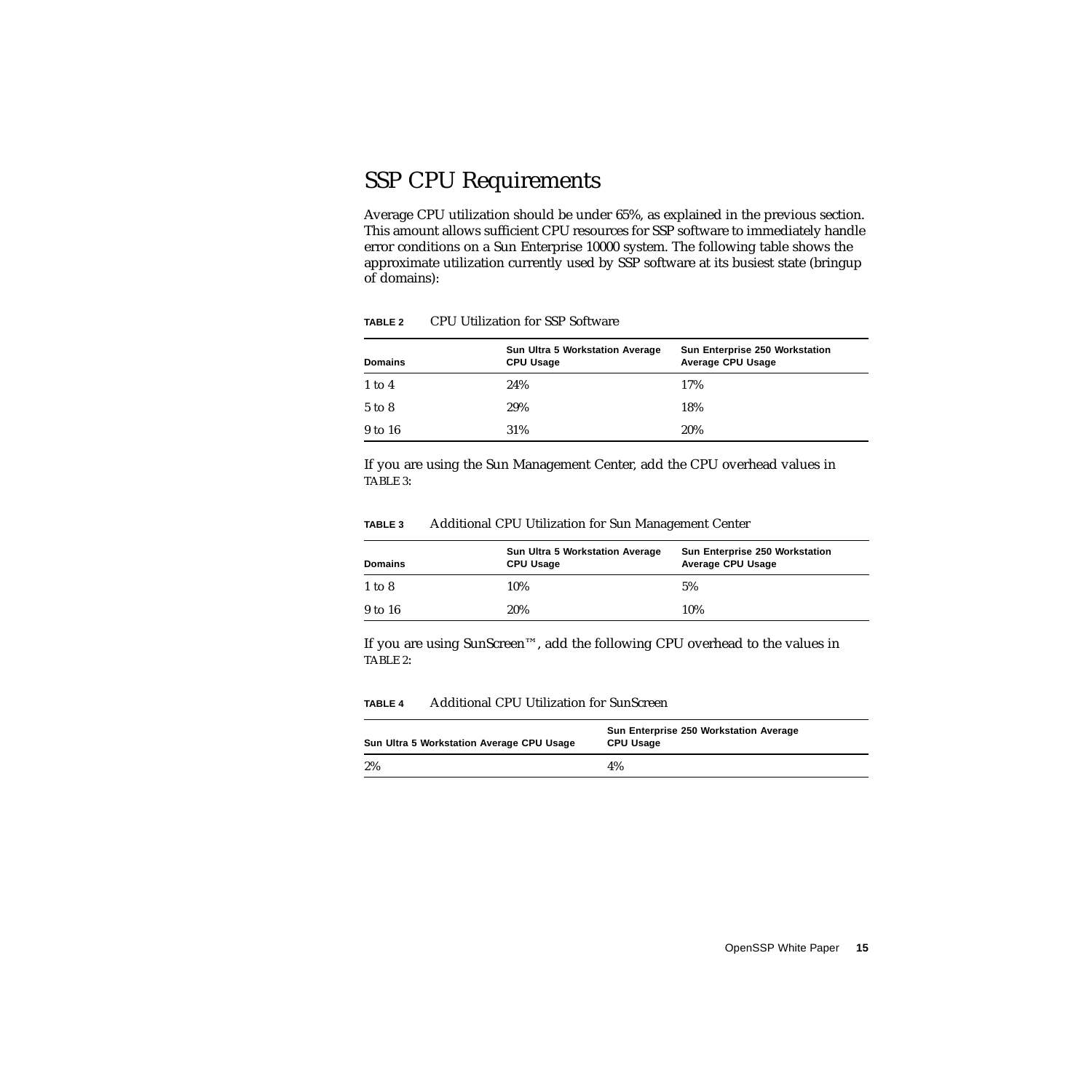## SSP CPU Requirements

Average CPU utilization should be under 65%, as explained in the previous section. This amount allows sufficient CPU resources for SSP software to immediately handle error conditions on a Sun Enterprise 10000 system. The following table shows the approximate utilization currently used by SSP software at its busiest state (bringup of domains):

**TABLE 2** CPU Utilization for SSP Software

| Domains | Sun Ultra 5 Workstation Average CPU Usage | Sun Enterprise 250 Workstation Average CPU Usage |
|---|---|---|
| 1 to 4 | 24% | 17% |
| 5 to 8 | 29% | 18% |
| 9 to 16 | 31% | 20% |

If you are using the Sun Management Center, add the CPU overhead values in TABLE 3:

**TABLE 3** Additional CPU Utilization for Sun Management Center

| Domains | Sun Ultra 5 Workstation Average CPU Usage | Sun Enterprise 250 Workstation Average CPU Usage |
|---|---|---|
| 1 to 8 | 10% | 5% |
| 9 to 16 | 20% | 10% |

If you are using SunScreen™, add the following CPU overhead to the values in TABLE 2:

**TABLE 4** Additional CPU Utilization for SunScreen

| Sun Ultra 5 Workstation Average CPU Usage | Sun Enterprise 250 Workstation Average CPU Usage |
|---|---|
| 2% | 4% |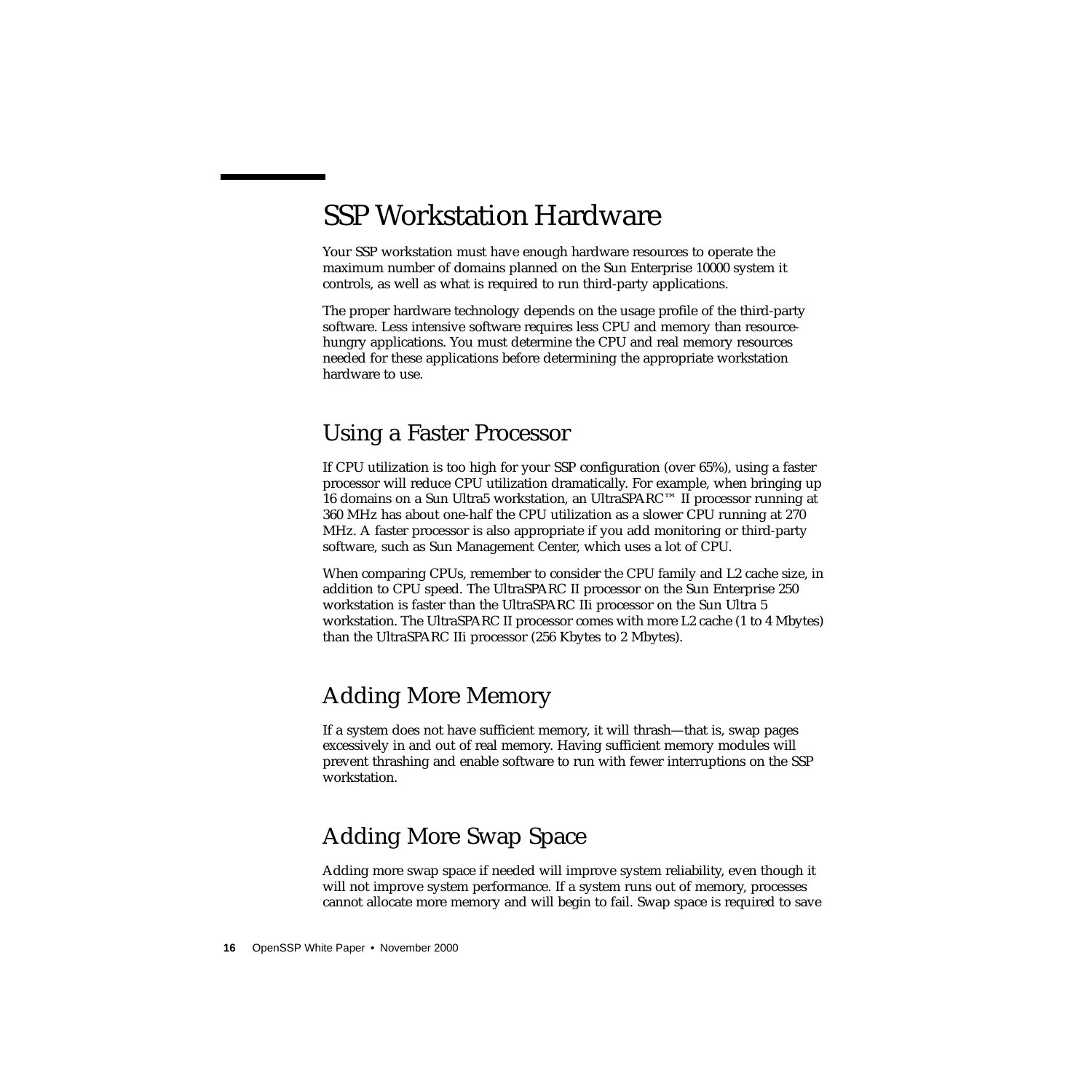# SSP Workstation Hardware

Your SSP workstation must have enough hardware resources to operate the maximum number of domains planned on the Sun Enterprise 10000 system it controls, as well as what is required to run third-party applications.

The proper hardware technology depends on the usage profile of the third-party software. Less intensive software requires less CPU and memory than resource-hungry applications. You must determine the CPU and real memory resources needed for these applications before determining the appropriate workstation hardware to use.

## Using a Faster Processor

If CPU utilization is too high for your SSP configuration (over 65%), using a faster processor will reduce CPU utilization dramatically. For example, when bringing up 16 domains on a Sun Ultra5 workstation, an UltraSPARC™ II processor running at 360 MHz has about one-half the CPU utilization as a slower CPU running at 270 MHz. A faster processor is also appropriate if you add monitoring or third-party software, such as Sun Management Center, which uses a lot of CPU.

When comparing CPUs, remember to consider the CPU family and L2 cache size, in addition to CPU speed. The UltraSPARC II processor on the Sun Enterprise 250 workstation is faster than the UltraSPARC IIi processor on the Sun Ultra 5 workstation. The UltraSPARC II processor comes with more L2 cache (1 to 4 Mbytes) than the UltraSPARC IIi processor (256 Kbytes to 2 Mbytes).

## Adding More Memory

If a system does not have sufficient memory, it will thrash—that is, swap pages excessively in and out of real memory. Having sufficient memory modules will prevent thrashing and enable software to run with fewer interruptions on the SSP workstation.

## Adding More Swap Space

Adding more swap space if needed will improve system reliability, even though it will not improve system performance. If a system runs out of memory, processes cannot allocate more memory and will begin to fail. Swap space is required to save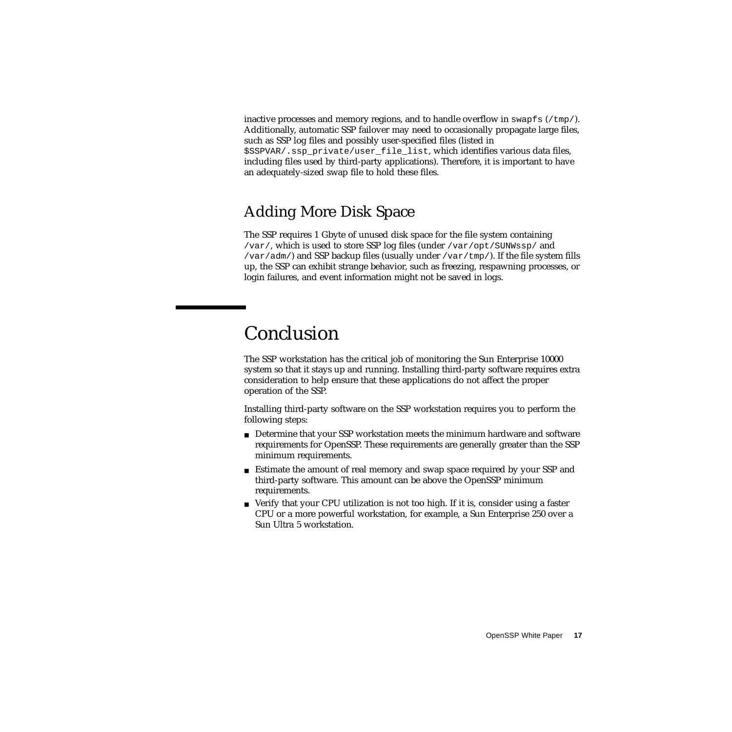inactive processes and memory regions, and to handle overflow in swapfs (/tmp/). Additionally, automatic SSP failover may need to occasionally propagate large files, such as SSP log files and possibly user-specified files (listed in $SSPVAR/.ssp_private/user_file_list, which identifies various data files, including files used by third-party applications). Therefore, it is important to have an adequately-sized swap file to hold these files.

## Adding More Disk Space

The SSP requires 1 Gbyte of unused disk space for the file system containing /var/, which is used to store SSP log files (under /var/opt/SUNWssp/ and /var/adm/) and SSP backup files (usually under /var/tmp/). If the file system fills up, the SSP can exhibit strange behavior, such as freezing, respawning processes, or login failures, and event information might not be saved in logs.

# Conclusion

The SSP workstation has the critical job of monitoring the Sun Enterprise 10000 system so that it stays up and running. Installing third-party software requires extra consideration to help ensure that these applications do not affect the proper operation of the SSP.

Installing third-party software on the SSP workstation requires you to perform the following steps:

- Determine that your SSP workstation meets the minimum hardware and software requirements for OpenSSP. These requirements are generally greater than the SSP minimum requirements.
- Estimate the amount of real memory and swap space required by your SSP and third-party software. This amount can be above the OpenSSP minimum requirements.
- Verify that your CPU utilization is not too high. If it is, consider using a faster CPU or a more powerful workstation, for example, a Sun Enterprise 250 over a Sun Ultra 5 workstation.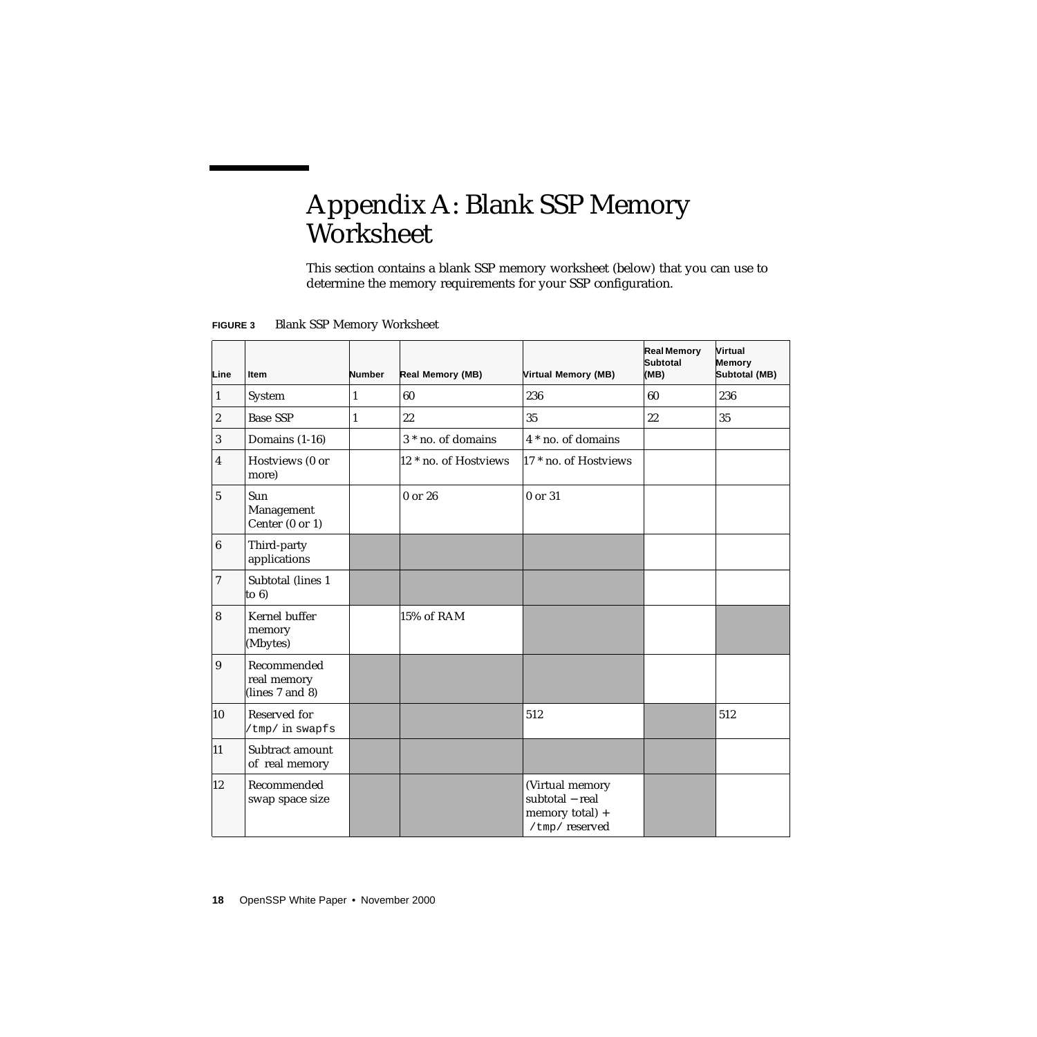# Appendix A: Blank SSP Memory Worksheet

This section contains a blank SSP memory worksheet (below) that you can use to determine the memory requirements for your SSP configuration.

**FIGURE 3** Blank SSP Memory Worksheet

| Line | Item | Number | Real Memory (MB) | Virtual Memory (MB) | Real Memory Subtotal (MB) | Virtual Memory Subtotal (MB) |
|---|---|---|---|---|---|---|
| 1 | System | 1 | 60 | 236 | 60 | 236 |
| 2 | Base SSP | 1 | 22 | 35 | 22 | 35 |
| 3 | Domains (1-16) | | 3 * no. of domains | 4 * no. of domains | | |
| 4 | Hostviews (0 or more) | | 12 * no. of Hostviews | 17 * no. of Hostviews | | |
| 5 | Sun Management Center (0 or 1) | | 0 or 26 | 0 or 31 | | |
| 6 | Third-party applications | | | | | |
| 7 | Subtotal (lines 1 to 6) | | | | | |
| 8 | Kernel buffer memory (Mbytes) | | 15% of RAM | | | |
| 9 | Recommended real memory (lines 7 and 8) | | | | | |
| 10 | Reserved for `/tmp/` in `swapfs` | | | 512 | | 512 |
| 11 | Subtract amount of real memory | | | | | |
| 12 | Recommended swap space size | | | (Virtual memory subtotal − real memory total) + `/tmp/` reserved | | |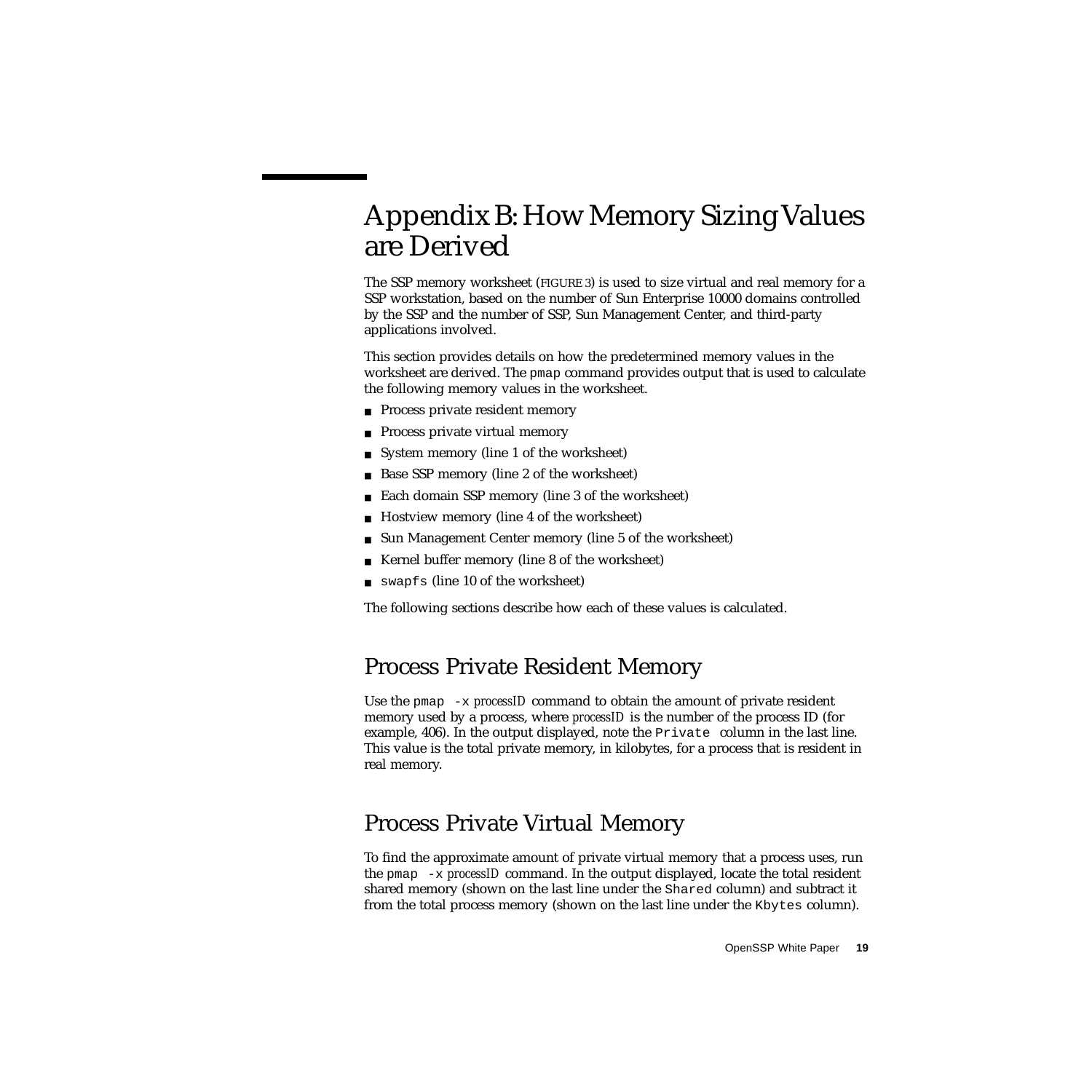# Appendix B: How Memory Sizing Values are Derived

The SSP memory worksheet (FIGURE 3) is used to size virtual and real memory for a SSP workstation, based on the number of Sun Enterprise 10000 domains controlled by the SSP and the number of SSP, Sun Management Center, and third-party applications involved.

This section provides details on how the predetermined memory values in the worksheet are derived. The `pmap` command provides output that is used to calculate the following memory values in the worksheet.

- Process private resident memory
- Process private virtual memory
- System memory (line 1 of the worksheet)
- Base SSP memory (line 2 of the worksheet)
- Each domain SSP memory (line 3 of the worksheet)
- Hostview memory (line 4 of the worksheet)
- Sun Management Center memory (line 5 of the worksheet)
- Kernel buffer memory (line 8 of the worksheet)
- `swapfs` (line 10 of the worksheet)

The following sections describe how each of these values is calculated.

## Process Private Resident Memory

Use the `pmap -x` *processID* command to obtain the amount of private resident memory used by a process, where *processID* is the number of the process ID (for example, 406). In the output displayed, note the `Private` column in the last line. This value is the total private memory, in kilobytes, for a process that is resident in real memory.

## Process Private Virtual Memory

To find the approximate amount of private virtual memory that a process uses, run the `pmap -x` *processID* command. In the output displayed, locate the total resident shared memory (shown on the last line under the `Shared` column) and subtract it from the total process memory (shown on the last line under the `Kbytes` column).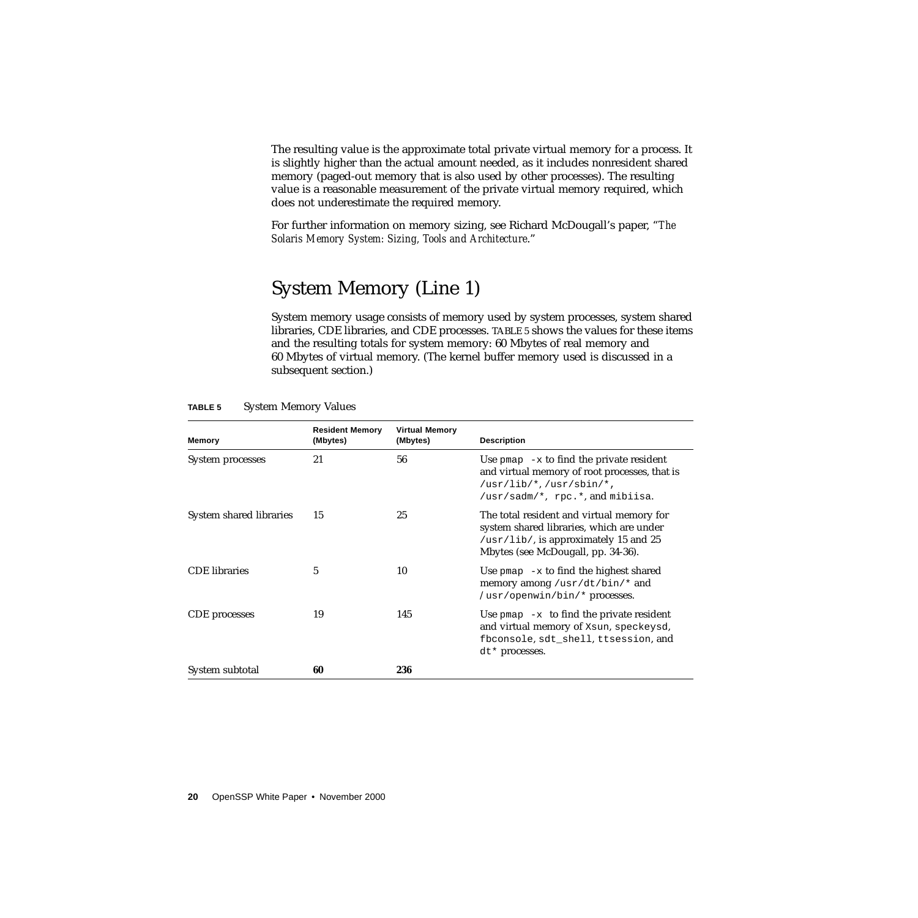The resulting value is the approximate total private virtual memory for a process. It is slightly higher than the actual amount needed, as it includes nonresident shared memory (paged-out memory that is also used by other processes). The resulting value is a reasonable measurement of the private virtual memory required, which does not underestimate the required memory.

For further information on memory sizing, see Richard McDougall's paper, "*The Solaris Memory System: Sizing, Tools and Architecture*."

## System Memory (Line 1)

System memory usage consists of memory used by system processes, system shared libraries, CDE libraries, and CDE processes. TABLE 5 shows the values for these items and the resulting totals for system memory: 60 Mbytes of real memory and 60 Mbytes of virtual memory. (The kernel buffer memory used is discussed in a subsequent section.)

**TABLE 5** System Memory Values

| Memory | Resident Memory (Mbytes) | Virtual Memory (Mbytes) | Description |
|---|---|---|---|
| System processes | 21 | 56 | Use `pmap -x` to find the private resident and virtual memory of root processes, that is `/usr/lib/*`, `/usr/sbin/*`, `/usr/sadm/*`, `rpc.*`, and `mibiisa`. |
| System shared libraries | 15 | 25 | The total resident and virtual memory for system shared libraries, which are under `/usr/lib/`, is approximately 15 and 25 Mbytes (see McDougall, pp. 34-36). |
| CDE libraries | 5 | 10 | Use `pmap -x` to find the highest shared memory among `/usr/dt/bin/*` and `/usr/openwin/bin/*` processes. |
| CDE processes | 19 | 145 | Use `pmap -x` to find the private resident and virtual memory of `Xsun`, `speckeysd`, `fbconsole`, `sdt_shell`, `ttsession`, and `dt*` processes. |
| System subtotal | **60** | **236** | |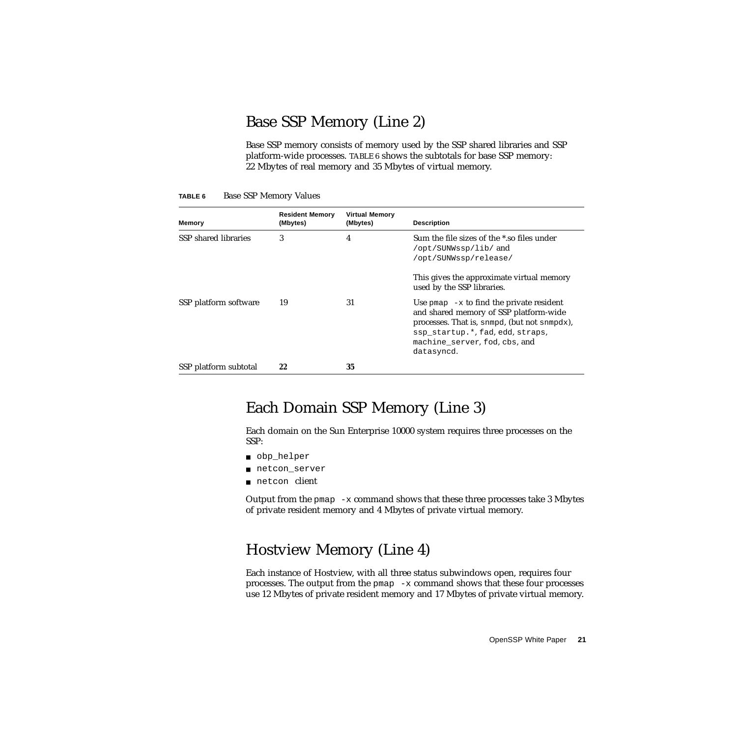## Base SSP Memory (Line 2)

Base SSP memory consists of memory used by the SSP shared libraries and SSP platform-wide processes. TABLE 6 shows the subtotals for base SSP memory: 22 Mbytes of real memory and 35 Mbytes of virtual memory.

**TABLE 6** Base SSP Memory Values

| Memory | Resident Memory (Mbytes) | Virtual Memory (Mbytes) | Description |
|---|---|---|---|
| SSP shared libraries | 3 | 4 | Sum the file sizes of the *.so files under `/opt/SUNWssp/lib/` and `/opt/SUNWssp/release/`<br><br>This gives the approximate virtual memory used by the SSP libraries. |
| SSP platform software | 19 | 31 | Use `pmap -x` to find the private resident and shared memory of SSP platform-wide processes. That is, `snmpd`, (but not `snmpdx`), `ssp_startup.*`, `fad`, `edd`, `straps`, `machine_server`, `fod`, `cbs`, and `datasyncd`. |
| SSP platform subtotal | **22** | **35** | |

## Each Domain SSP Memory (Line 3)

Each domain on the Sun Enterprise 10000 system requires three processes on the SSP:

- `obp_helper`
- `netcon_server`
- `netcon` client

Output from the `pmap -x` command shows that these three processes take 3 Mbytes of private resident memory and 4 Mbytes of private virtual memory.

## Hostview Memory (Line 4)

Each instance of Hostview, with all three status subwindows open, requires four processes. The output from the `pmap -x` command shows that these four processes use 12 Mbytes of private resident memory and 17 Mbytes of private virtual memory.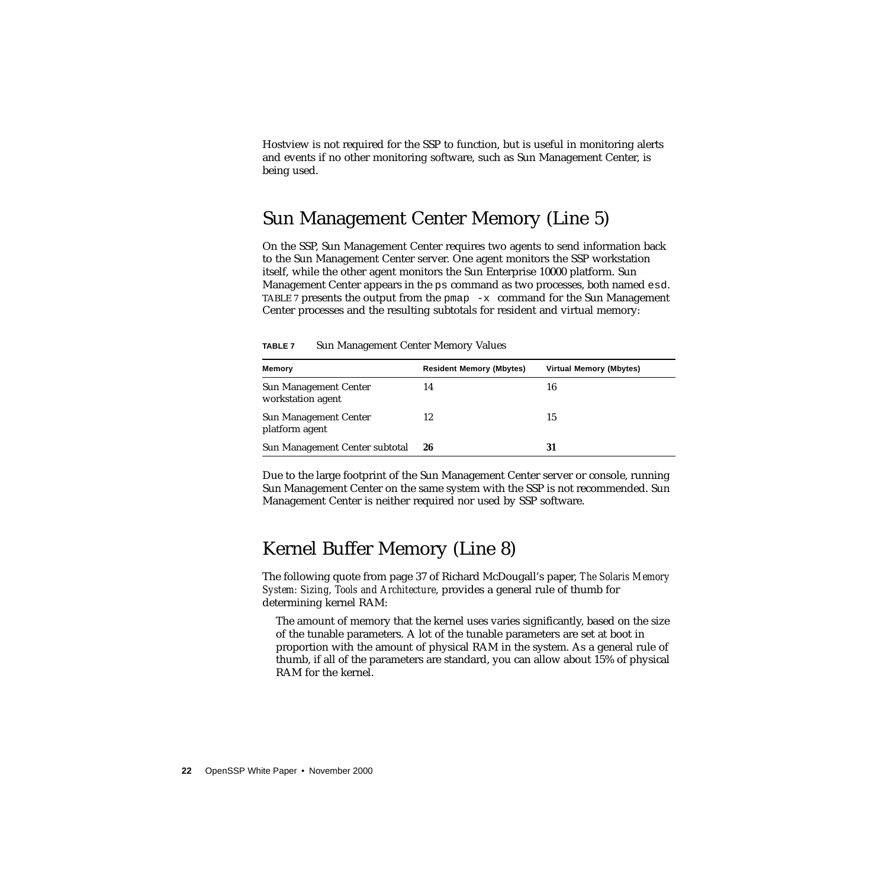Hostview is not required for the SSP to function, but is useful in monitoring alerts and events if no other monitoring software, such as Sun Management Center, is being used.

## Sun Management Center Memory (Line 5)

On the SSP, Sun Management Center requires two agents to send information back to the Sun Management Center server. One agent monitors the SSP workstation itself, while the other agent monitors the Sun Enterprise 10000 platform. Sun Management Center appears in the `ps` command as two processes, both named `esd`. TABLE 7 presents the output from the `pmap -x` command for the Sun Management Center processes and the resulting subtotals for resident and virtual memory:

**TABLE 7** Sun Management Center Memory Values

| Memory | Resident Memory (Mbytes) | Virtual Memory (Mbytes) |
|---|---|---|
| Sun Management Center workstation agent | 14 | 16 |
| Sun Management Center platform agent | 12 | 15 |
| Sun Management Center subtotal | **26** | **31** |

Due to the large footprint of the Sun Management Center server or console, running Sun Management Center on the same system with the SSP is not recommended. Sun Management Center is neither required nor used by SSP software.

## Kernel Buffer Memory (Line 8)

The following quote from page 37 of Richard McDougall's paper, *The Solaris Memory System: Sizing, Tools and Architecture*, provides a general rule of thumb for determining kernel RAM:

> The amount of memory that the kernel uses varies significantly, based on the size of the tunable parameters. A lot of the tunable parameters are set at boot in proportion with the amount of physical RAM in the system. As a general rule of thumb, if all of the parameters are standard, you can allow about 15% of physical RAM for the kernel.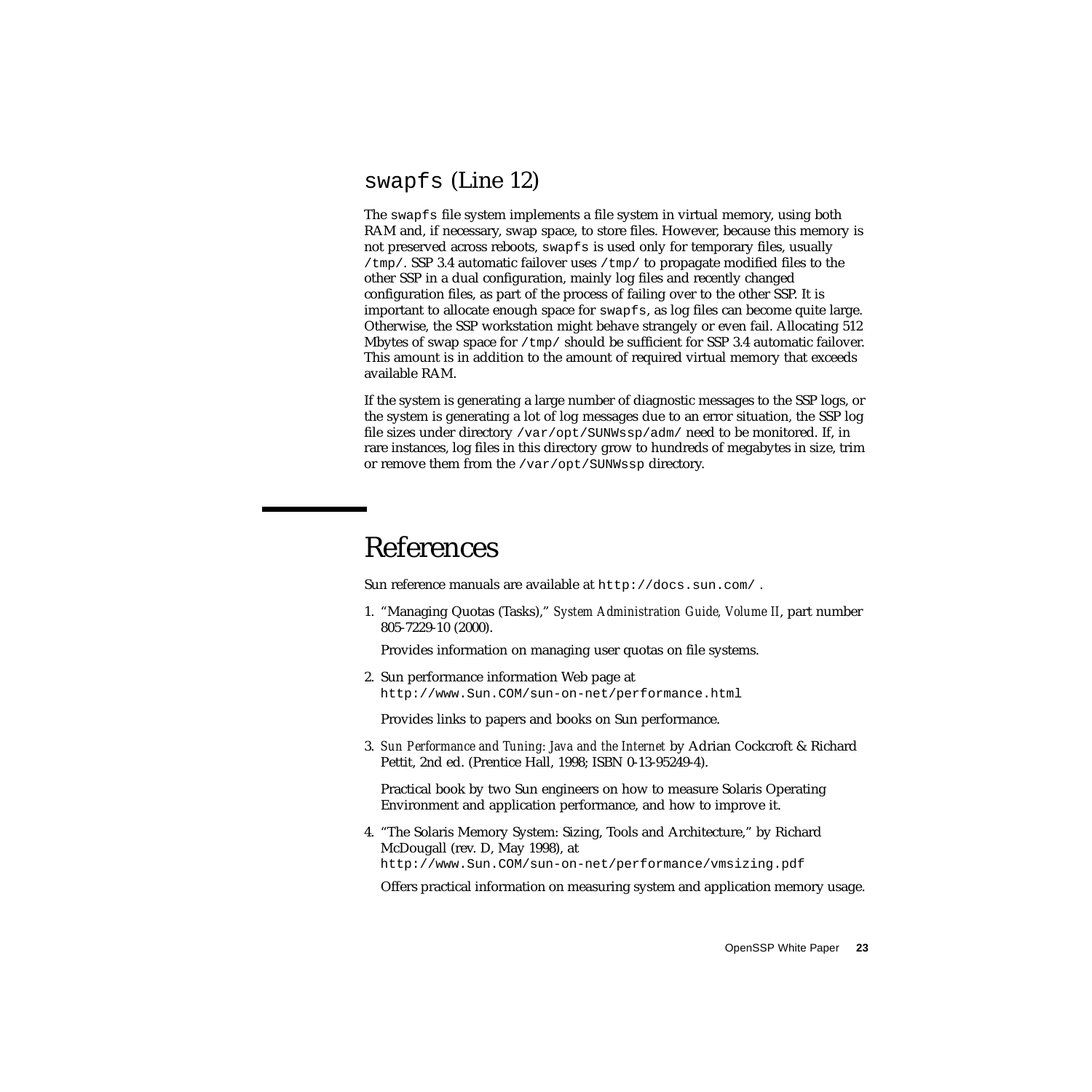### `swapfs` (Line 12)

The `swapfs` file system implements a file system in virtual memory, using both RAM and, if necessary, swap space, to store files. However, because this memory is not preserved across reboots, `swapfs` is used only for temporary files, usually `/tmp/`. SSP 3.4 automatic failover uses `/tmp/` to propagate modified files to the other SSP in a dual configuration, mainly log files and recently changed configuration files, as part of the process of failing over to the other SSP. It is important to allocate enough space for `swapfs`, as log files can become quite large. Otherwise, the SSP workstation might behave strangely or even fail. Allocating 512 Mbytes of swap space for `/tmp/` should be sufficient for SSP 3.4 automatic failover. This amount is in addition to the amount of required virtual memory that exceeds available RAM.

If the system is generating a large number of diagnostic messages to the SSP logs, or the system is generating a lot of log messages due to an error situation, the SSP log file sizes under directory `/var/opt/SUNWssp/adm/` need to be monitored. If, in rare instances, log files in this directory grow to hundreds of megabytes in size, trim or remove them from the `/var/opt/SUNWssp` directory.

## References

Sun reference manuals are available at `http://docs.sun.com/` .

1. "Managing Quotas (Tasks)," *System Administration Guide, Volume II*, part number 805-7229-10 (2000).

   Provides information on managing user quotas on file systems.

2. Sun performance information Web page at
   `http://www.Sun.COM/sun-on-net/performance.html`

   Provides links to papers and books on Sun performance.

3. *Sun Performance and Tuning: Java and the Internet* by Adrian Cockcroft & Richard Pettit, 2nd ed. (Prentice Hall, 1998; ISBN 0-13-95249-4).

   Practical book by two Sun engineers on how to measure Solaris Operating Environment and application performance, and how to improve it.

4. "The Solaris Memory System: Sizing, Tools and Architecture," by Richard McDougall (rev. D, May 1998), at
   `http://www.Sun.COM/sun-on-net/performance/vmsizing.pdf`

   Offers practical information on measuring system and application memory usage.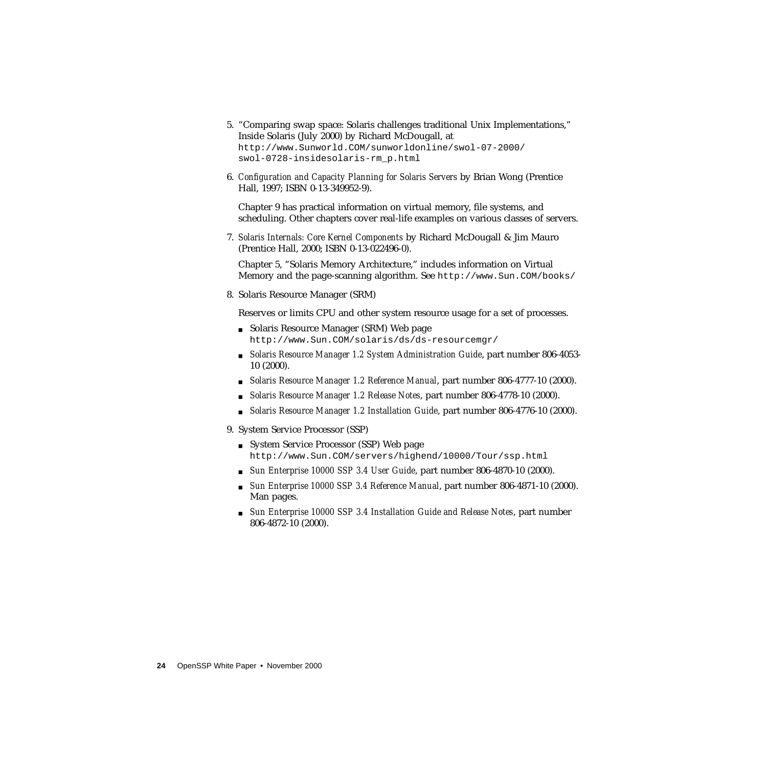5. "Comparing swap space: Solaris challenges traditional Unix Implementations," Inside Solaris (July 2000) by Richard McDougall, at `http://www.Sunworld.COM/sunworldonline/swol-07-2000/swol-0728-insidesolaris-rm_p.html`

6. *Configuration and Capacity Planning for Solaris Servers* by Brian Wong (Prentice Hall, 1997; ISBN 0-13-349952-9).

   Chapter 9 has practical information on virtual memory, file systems, and scheduling. Other chapters cover real-life examples on various classes of servers.

7. *Solaris Internals: Core Kernel Components* by Richard McDougall & Jim Mauro (Prentice Hall, 2000; ISBN 0-13-022496-0).

   Chapter 5, "Solaris Memory Architecture," includes information on Virtual Memory and the page-scanning algorithm. See `http://www.Sun.COM/books/`

8. Solaris Resource Manager (SRM)

   Reserves or limits CPU and other system resource usage for a set of processes.

   - Solaris Resource Manager (SRM) Web page `http://www.Sun.COM/solaris/ds/ds-resourcemgr/`
   - *Solaris Resource Manager 1.2 System Administration Guide*, part number 806-4053-10 (2000).
   - *Solaris Resource Manager 1.2 Reference Manual*, part number 806-4777-10 (2000).
   - *Solaris Resource Manager 1.2 Release Notes*, part number 806-4778-10 (2000).
   - *Solaris Resource Manager 1.2 Installation Guide*, part number 806-4776-10 (2000).

9. System Service Processor (SSP)

   - System Service Processor (SSP) Web page `http://www.Sun.COM/servers/highend/10000/Tour/ssp.html`
   - *Sun Enterprise 10000 SSP 3.4 User Guide*, part number 806-4870-10 (2000).
   - *Sun Enterprise 10000 SSP 3.4 Reference Manual*, part number 806-4871-10 (2000). Man pages.
   - *Sun Enterprise 10000 SSP 3.4 Installation Guide and Release Notes*, part number 806-4872-10 (2000).